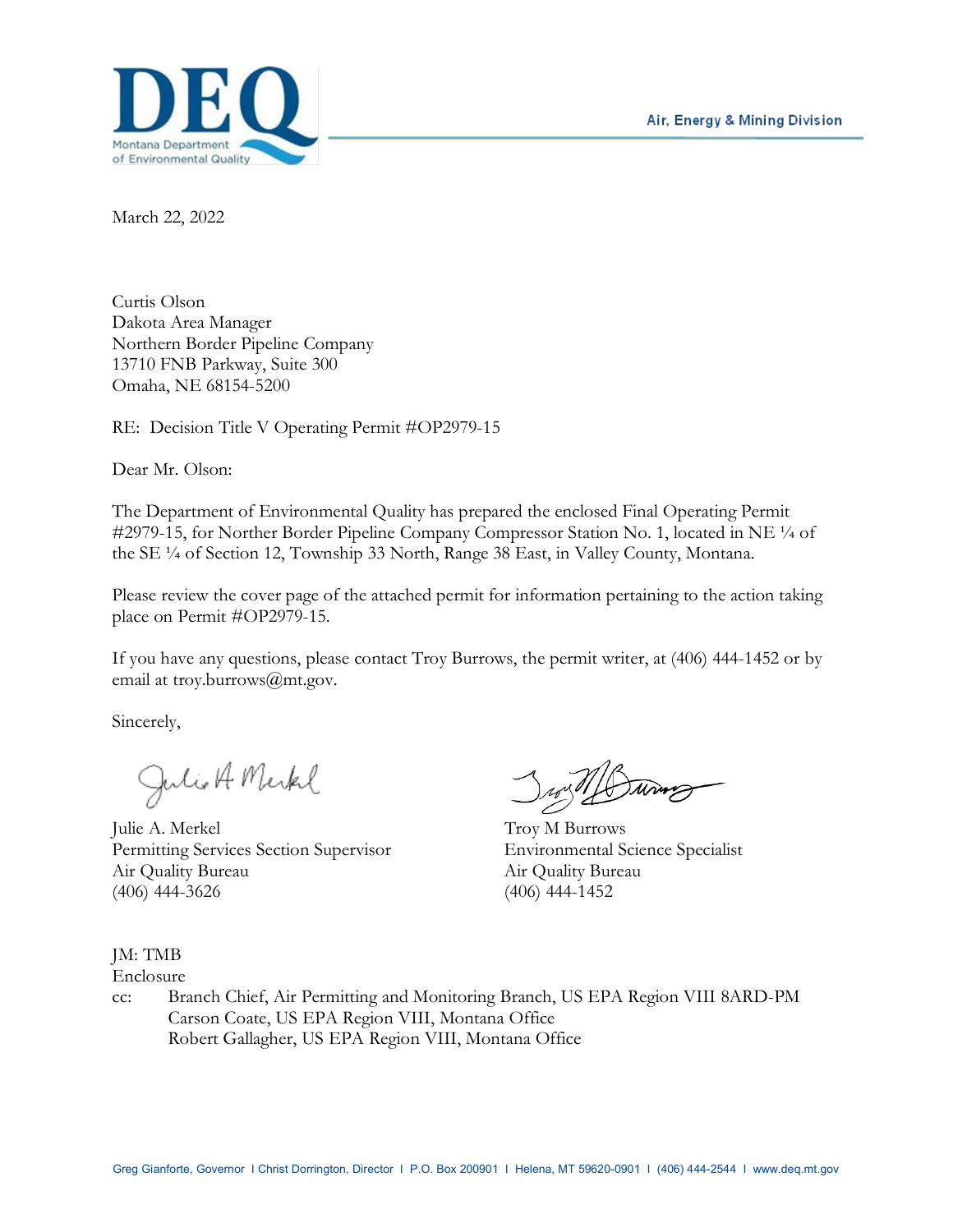DEQ
Montana Department of Environmental Quality

Air, Energy & Mining Division

March 22, 2022

Curtis Olson
Dakota Area Manager
Northern Border Pipeline Company
13710 FNB Parkway, Suite 300
Omaha, NE 68154-5200

RE: Decision Title V Operating Permit #OP2979-15

Dear Mr. Olson:

The Department of Environmental Quality has prepared the enclosed Final Operating Permit #2979-15, for Norther Border Pipeline Company Compressor Station No. 1, located in NE ¼ of the SE ¼ of Section 12, Township 33 North, Range 38 East, in Valley County, Montana.

Please review the cover page of the attached permit for information pertaining to the action taking place on Permit #OP2979-15.

If you have any questions, please contact Troy Burrows, the permit writer, at (406) 444-1452 or by email at troy.burrows@mt.gov.

Sincerely,

Julie A. Merkel
Permitting Services Section Supervisor
Air Quality Bureau
(406) 444-3626

Troy M Burrows
Environmental Science Specialist
Air Quality Bureau
(406) 444-1452

JM: TMB
Enclosure
cc: Branch Chief, Air Permitting and Monitoring Branch, US EPA Region VIII 8ARD-PM
Carson Coate, US EPA Region VIII, Montana Office
Robert Gallagher, US EPA Region VIII, Montana Office

Greg Gianforte, Governor I Christ Dorrington, Director I P.O. Box 200901 I Helena, MT 59620-0901 I (406) 444-2544 I www.deq.mt.gov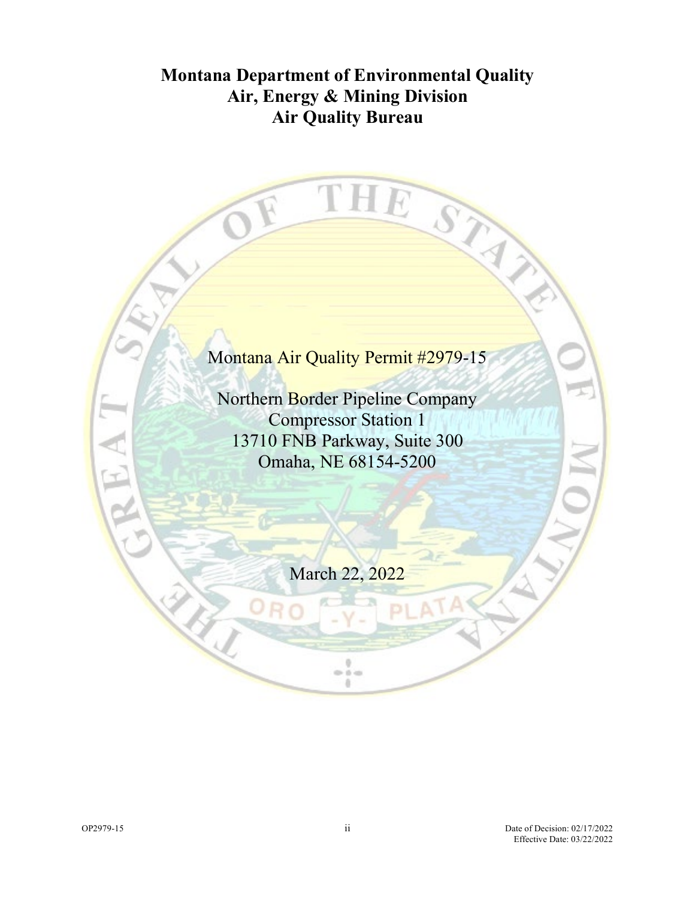# Montana Department of Environmental Quality
# Air, Energy & Mining Division
# Air Quality Bureau

Montana Air Quality Permit #2979-15

Northern Border Pipeline Company
Compressor Station 1
13710 FNB Parkway, Suite 300
Omaha, NE 68154-5200

March 22, 2022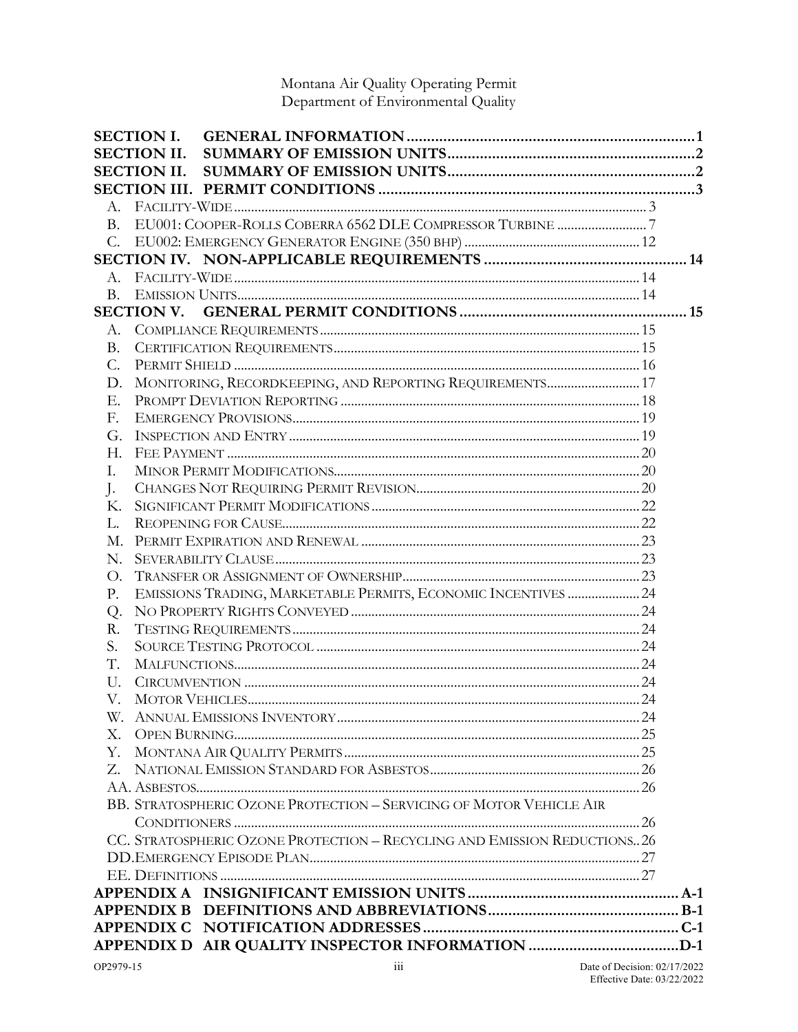Montana Air Quality Operating Permit
Department of Environmental Quality

**SECTION I. GENERAL INFORMATION ....................................................................1**
**SECTION II. SUMMARY OF EMISSION UNITS.........................................................2**
**SECTION II. SUMMARY OF EMISSION UNITS.........................................................2**
**SECTION III. PERMIT CONDITIONS ..........................................................................3**

- A. FACILITY-WIDE ........................................................................................................ 3
- B. EU001: COOPER-ROLLS COBERRA 6562 DLE COMPRESSOR TURBINE .......................... 7
- C. EU002: EMERGENCY GENERATOR ENGINE (350 BHP) .................................................. 12

**SECTION IV. NON-APPLICABLE REQUIREMENTS ................................................ 14**

- A. FACILITY-WIDE ....................................................................................................... 14
- B. EMISSION UNITS...................................................................................................... 14

**SECTION V. GENERAL PERMIT CONDITIONS ....................................................... 15**

- A. COMPLIANCE REQUIREMENTS ................................................................................. 15
- B. CERTIFICATION REQUIREMENTS .............................................................................. 15
- C. PERMIT SHIELD ....................................................................................................... 16
- D. MONITORING, RECORDKEEPING, AND REPORTING REQUIREMENTS........................... 17
- E. PROMPT DEVIATION REPORTING ............................................................................. 18
- F. EMERGENCY PROVISIONS......................................................................................... 19
- G. INSPECTION AND ENTRY ......................................................................................... 19
- H. FEE PAYMENT ......................................................................................................... 20
- I. MINOR PERMIT MODIFICATIONS............................................................................... 20
- J. CHANGES NOT REQUIRING PERMIT REVISION........................................................... 20
- K. SIGNIFICANT PERMIT MODIFICATIONS ..................................................................... 22
- L. REOPENING FOR CAUSE............................................................................................ 22
- M. PERMIT EXPIRATION AND RENEWAL ........................................................................ 23
- N. SEVERABILITY CLAUSE ........................................................................................... 23
- O. TRANSFER OR ASSIGNMENT OF OWNERSHIP............................................................. 23
- P. EMISSIONS TRADING, MARKETABLE PERMITS, ECONOMIC INCENTIVES ..................... 24
- Q. NO PROPERTY RIGHTS CONVEYED ........................................................................... 24
- R. TESTING REQUIREMENTS ......................................................................................... 24
- S. SOURCE TESTING PROTOCOL ................................................................................... 24
- T. MALFUNCTIONS....................................................................................................... 24
- U. CIRCUMVENTION .................................................................................................... 24
- V. MOTOR VEHICLES.................................................................................................... 24
- W. ANNUAL EMISSIONS INVENTORY ............................................................................. 24
- X. OPEN BURNING........................................................................................................ 25
- Y. MONTANA AIR QUALITY PERMITS ........................................................................... 25
- Z. NATIONAL EMISSION STANDARD FOR ASBESTOS ..................................................... 26
- AA. ASBESTOS.............................................................................................................. 26
- BB. STRATOSPHERIC OZONE PROTECTION – SERVICING OF MOTOR VEHICLE AIR CONDITIONERS ........................................................................................................ 26
- CC. STRATOSPHERIC OZONE PROTECTION – RECYCLING AND EMISSION REDUCTIONS.. 26
- DD. EMERGENCY EPISODE PLAN.................................................................................... 27
- EE. DEFINITIONS .......................................................................................................... 27

**APPENDIX A INSIGNIFICANT EMISSION UNITS .................................................. A-1**
**APPENDIX B DEFINITIONS AND ABBREVIATIONS............................................... B-1**
**APPENDIX C NOTIFICATION ADDRESSES ............................................................... C-1**
**APPENDIX D AIR QUALITY INSPECTOR INFORMATION ......................................D-1**

OP2979-15 Date of Decision: 02/17/2022
Effective Date: 03/22/2022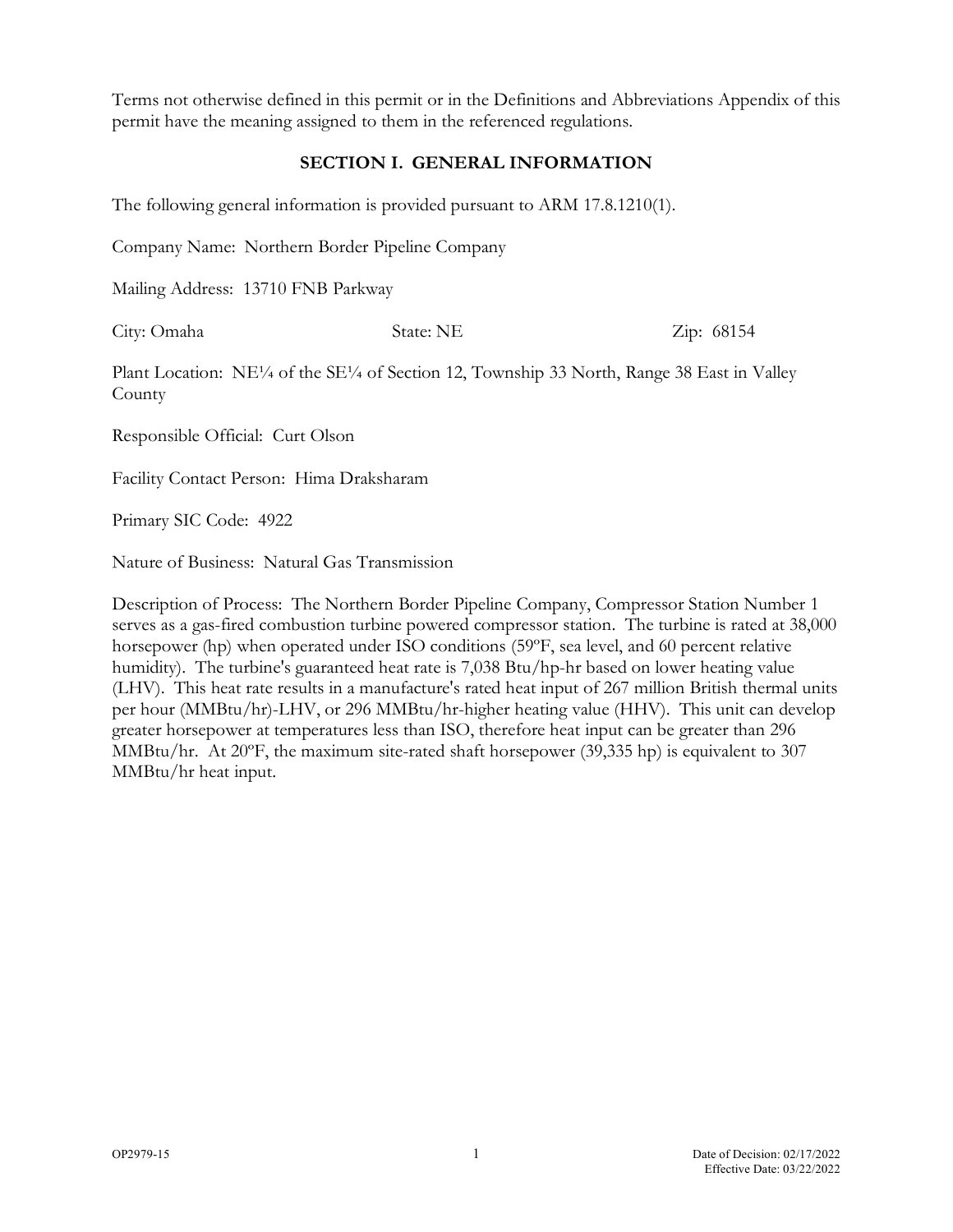Terms not otherwise defined in this permit or in the Definitions and Abbreviations Appendix of this permit have the meaning assigned to them in the referenced regulations.

## SECTION I. GENERAL INFORMATION

The following general information is provided pursuant to ARM 17.8.1210(1).

Company Name: Northern Border Pipeline Company

Mailing Address: 13710 FNB Parkway

City: Omaha State: NE Zip: 68154

Plant Location: NE¼ of the SE¼ of Section 12, Township 33 North, Range 38 East in Valley County

Responsible Official: Curt Olson

Facility Contact Person: Hima Draksharam

Primary SIC Code: 4922

Nature of Business: Natural Gas Transmission

Description of Process: The Northern Border Pipeline Company, Compressor Station Number 1 serves as a gas-fired combustion turbine powered compressor station. The turbine is rated at 38,000 horsepower (hp) when operated under ISO conditions (59ºF, sea level, and 60 percent relative humidity). The turbine's guaranteed heat rate is 7,038 Btu/hp-hr based on lower heating value (LHV). This heat rate results in a manufacture's rated heat input of 267 million British thermal units per hour (MMBtu/hr)-LHV, or 296 MMBtu/hr-higher heating value (HHV). This unit can develop greater horsepower at temperatures less than ISO, therefore heat input can be greater than 296 MMBtu/hr. At 20ºF, the maximum site-rated shaft horsepower (39,335 hp) is equivalent to 307 MMBtu/hr heat input.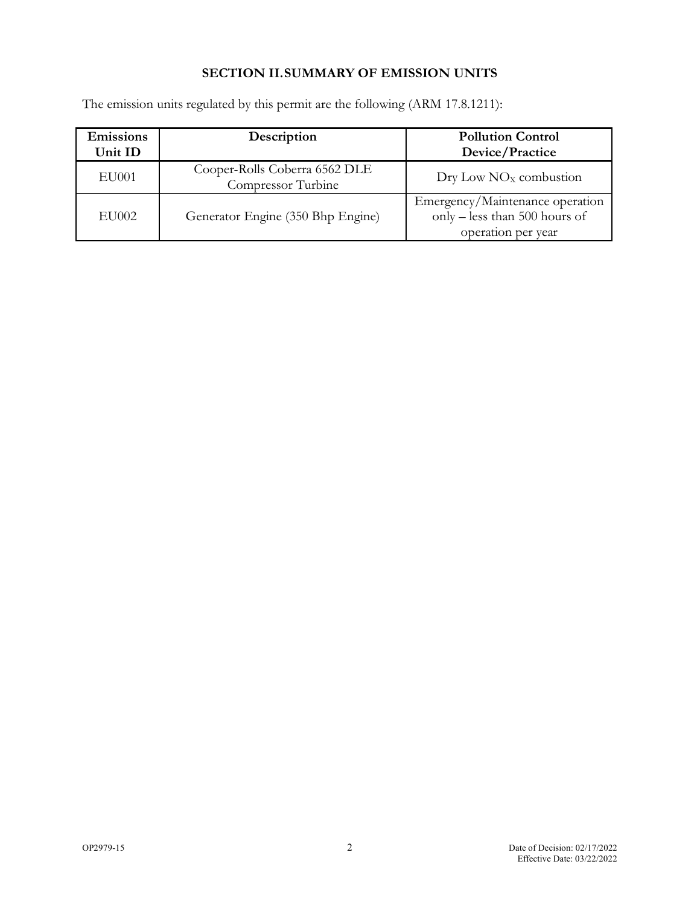## SECTION II. SUMMARY OF EMISSION UNITS

The emission units regulated by this permit are the following (ARM 17.8.1211):

| Emissions Unit ID | Description | Pollution Control Device/Practice |
|---|---|---|
| EU001 | Cooper-Rolls Coberra 6562 DLE Compressor Turbine | Dry Low $NO_X$ combustion |
| EU002 | Generator Engine (350 Bhp Engine) | Emergency/Maintenance operation only – less than 500 hours of operation per year |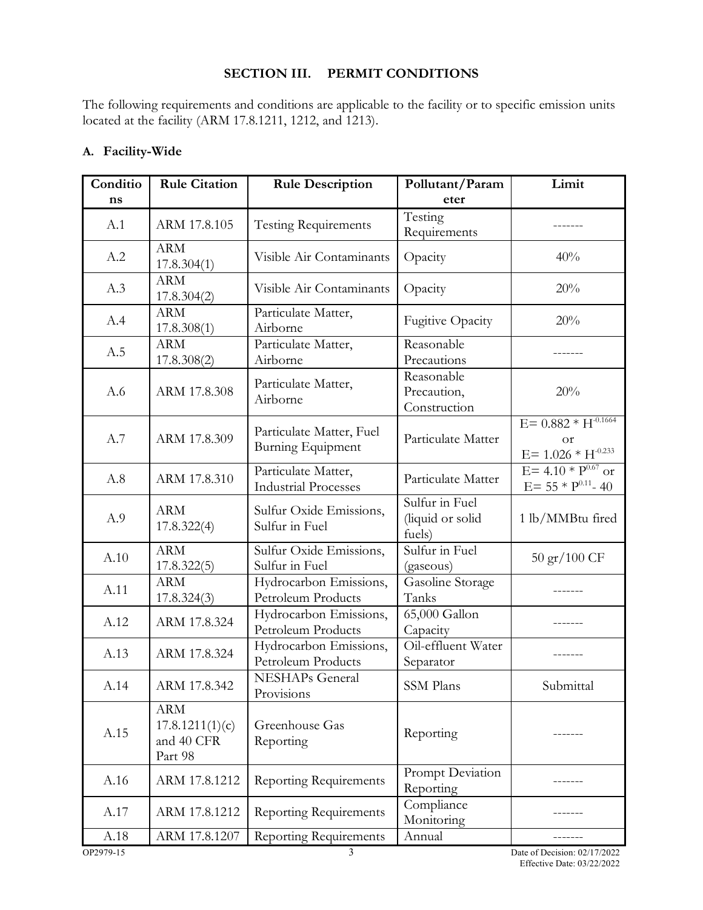## SECTION III. PERMIT CONDITIONS

The following requirements and conditions are applicable to the facility or to specific emission units located at the facility (ARM 17.8.1211, 1212, and 1213).

### A. Facility-Wide

| Conditions | Rule Citation | Rule Description | Pollutant/Parameter | Limit |
|---|---|---|---|---|
| A.1 | ARM 17.8.105 | Testing Requirements | Testing Requirements | ------- |
| A.2 | ARM 17.8.304(1) | Visible Air Contaminants | Opacity | 40% |
| A.3 | ARM 17.8.304(2) | Visible Air Contaminants | Opacity | 20% |
| A.4 | ARM 17.8.308(1) | Particulate Matter, Airborne | Fugitive Opacity | 20% |
| A.5 | ARM 17.8.308(2) | Particulate Matter, Airborne | Reasonable Precautions | ------- |
| A.6 | ARM 17.8.308 | Particulate Matter, Airborne | Reasonable Precaution, Construction | 20% |
| A.7 | ARM 17.8.309 | Particulate Matter, Fuel Burning Equipment | Particulate Matter | $E= 0.882 * H^{-0.1664}$ or $E= 1.026 * H^{-0.233}$ |
| A.8 | ARM 17.8.310 | Particulate Matter, Industrial Processes | Particulate Matter | $E= 4.10 * P^{0.67}$ or $E= 55 * P^{0.11}- 40$ |
| A.9 | ARM 17.8.322(4) | Sulfur Oxide Emissions, Sulfur in Fuel | Sulfur in Fuel (liquid or solid fuels) | 1 lb/MMBtu fired |
| A.10 | ARM 17.8.322(5) | Sulfur Oxide Emissions, Sulfur in Fuel | Sulfur in Fuel (gaseous) | 50 gr/100 CF |
| A.11 | ARM 17.8.324(3) | Hydrocarbon Emissions, Petroleum Products | Gasoline Storage Tanks | ------- |
| A.12 | ARM 17.8.324 | Hydrocarbon Emissions, Petroleum Products | 65,000 Gallon Capacity | ------- |
| A.13 | ARM 17.8.324 | Hydrocarbon Emissions, Petroleum Products | Oil-effluent Water Separator | ------- |
| A.14 | ARM 17.8.342 | NESHAPs General Provisions | SSM Plans | Submittal |
| A.15 | ARM 17.8.1211(1)(c) and 40 CFR Part 98 | Greenhouse Gas Reporting | Reporting | ------- |
| A.16 | ARM 17.8.1212 | Reporting Requirements | Prompt Deviation Reporting | ------- |
| A.17 | ARM 17.8.1212 | Reporting Requirements | Compliance Monitoring | ------- |
| A.18 | ARM 17.8.1207 | Reporting Requirements | Annual | ------- |

OP2979-15 Date of Decision: 02/17/2022 Effective Date: 03/22/2022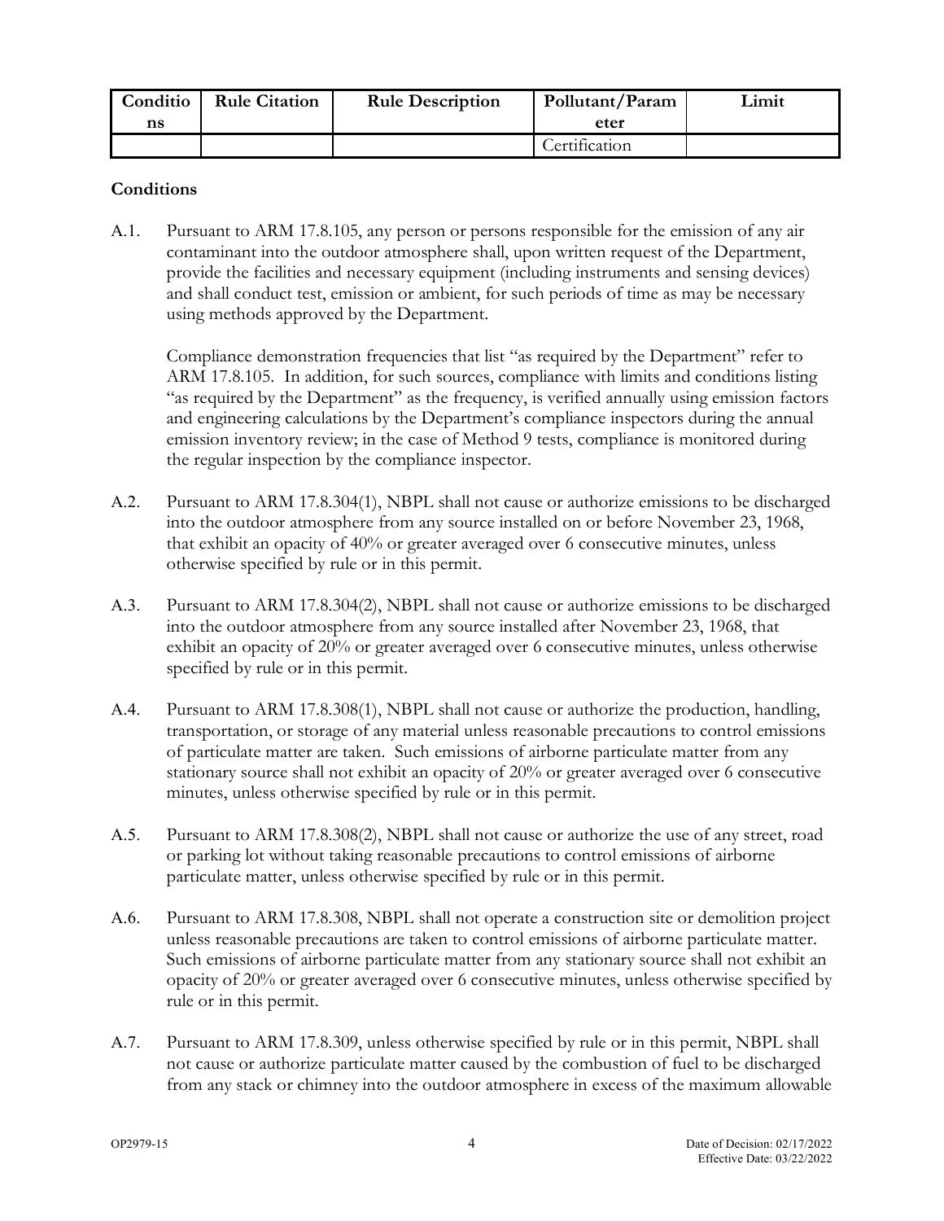| Conditions | Rule Citation | Rule Description | Pollutant/Parameter | Limit |
|---|---|---|---|---|
| | | | Certification | |

**Conditions**

A.1. Pursuant to ARM 17.8.105, any person or persons responsible for the emission of any air contaminant into the outdoor atmosphere shall, upon written request of the Department, provide the facilities and necessary equipment (including instruments and sensing devices) and shall conduct test, emission or ambient, for such periods of time as may be necessary using methods approved by the Department.

Compliance demonstration frequencies that list "as required by the Department" refer to ARM 17.8.105. In addition, for such sources, compliance with limits and conditions listing "as required by the Department" as the frequency, is verified annually using emission factors and engineering calculations by the Department's compliance inspectors during the annual emission inventory review; in the case of Method 9 tests, compliance is monitored during the regular inspection by the compliance inspector.

A.2. Pursuant to ARM 17.8.304(1), NBPL shall not cause or authorize emissions to be discharged into the outdoor atmosphere from any source installed on or before November 23, 1968, that exhibit an opacity of 40% or greater averaged over 6 consecutive minutes, unless otherwise specified by rule or in this permit.

A.3. Pursuant to ARM 17.8.304(2), NBPL shall not cause or authorize emissions to be discharged into the outdoor atmosphere from any source installed after November 23, 1968, that exhibit an opacity of 20% or greater averaged over 6 consecutive minutes, unless otherwise specified by rule or in this permit.

A.4. Pursuant to ARM 17.8.308(1), NBPL shall not cause or authorize the production, handling, transportation, or storage of any material unless reasonable precautions to control emissions of particulate matter are taken. Such emissions of airborne particulate matter from any stationary source shall not exhibit an opacity of 20% or greater averaged over 6 consecutive minutes, unless otherwise specified by rule or in this permit.

A.5. Pursuant to ARM 17.8.308(2), NBPL shall not cause or authorize the use of any street, road or parking lot without taking reasonable precautions to control emissions of airborne particulate matter, unless otherwise specified by rule or in this permit.

A.6. Pursuant to ARM 17.8.308, NBPL shall not operate a construction site or demolition project unless reasonable precautions are taken to control emissions of airborne particulate matter. Such emissions of airborne particulate matter from any stationary source shall not exhibit an opacity of 20% or greater averaged over 6 consecutive minutes, unless otherwise specified by rule or in this permit.

A.7. Pursuant to ARM 17.8.309, unless otherwise specified by rule or in this permit, NBPL shall not cause or authorize particulate matter caused by the combustion of fuel to be discharged from any stack or chimney into the outdoor atmosphere in excess of the maximum allowable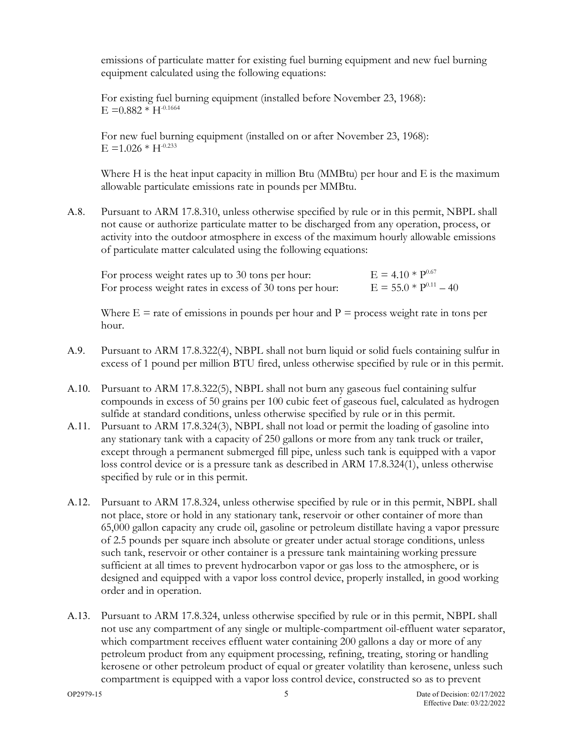emissions of particulate matter for existing fuel burning equipment and new fuel burning equipment calculated using the following equations:

For existing fuel burning equipment (installed before November 23, 1968):
$E = 0.882 * H^{-0.1664}$

For new fuel burning equipment (installed on or after November 23, 1968):
$E = 1.026 * H^{-0.233}$

Where H is the heat input capacity in million Btu (MMBtu) per hour and E is the maximum allowable particulate emissions rate in pounds per MMBtu.

A.8. Pursuant to ARM 17.8.310, unless otherwise specified by rule or in this permit, NBPL shall not cause or authorize particulate matter to be discharged from any operation, process, or activity into the outdoor atmosphere in excess of the maximum hourly allowable emissions of particulate matter calculated using the following equations:

For process weight rates up to 30 tons per hour: $E = 4.10 * P^{0.67}$
For process weight rates in excess of 30 tons per hour: $E = 55.0 * P^{0.11} - 40$

Where E = rate of emissions in pounds per hour and P = process weight rate in tons per hour.

A.9. Pursuant to ARM 17.8.322(4), NBPL shall not burn liquid or solid fuels containing sulfur in excess of 1 pound per million BTU fired, unless otherwise specified by rule or in this permit.

A.10. Pursuant to ARM 17.8.322(5), NBPL shall not burn any gaseous fuel containing sulfur compounds in excess of 50 grains per 100 cubic feet of gaseous fuel, calculated as hydrogen sulfide at standard conditions, unless otherwise specified by rule or in this permit.

A.11. Pursuant to ARM 17.8.324(3), NBPL shall not load or permit the loading of gasoline into any stationary tank with a capacity of 250 gallons or more from any tank truck or trailer, except through a permanent submerged fill pipe, unless such tank is equipped with a vapor loss control device or is a pressure tank as described in ARM 17.8.324(1), unless otherwise specified by rule or in this permit.

A.12. Pursuant to ARM 17.8.324, unless otherwise specified by rule or in this permit, NBPL shall not place, store or hold in any stationary tank, reservoir or other container of more than 65,000 gallon capacity any crude oil, gasoline or petroleum distillate having a vapor pressure of 2.5 pounds per square inch absolute or greater under actual storage conditions, unless such tank, reservoir or other container is a pressure tank maintaining working pressure sufficient at all times to prevent hydrocarbon vapor or gas loss to the atmosphere, or is designed and equipped with a vapor loss control device, properly installed, in good working order and in operation.

A.13. Pursuant to ARM 17.8.324, unless otherwise specified by rule or in this permit, NBPL shall not use any compartment of any single or multiple-compartment oil-effluent water separator, which compartment receives effluent water containing 200 gallons a day or more of any petroleum product from any equipment processing, refining, treating, storing or handling kerosene or other petroleum product of equal or greater volatility than kerosene, unless such compartment is equipped with a vapor loss control device, constructed so as to prevent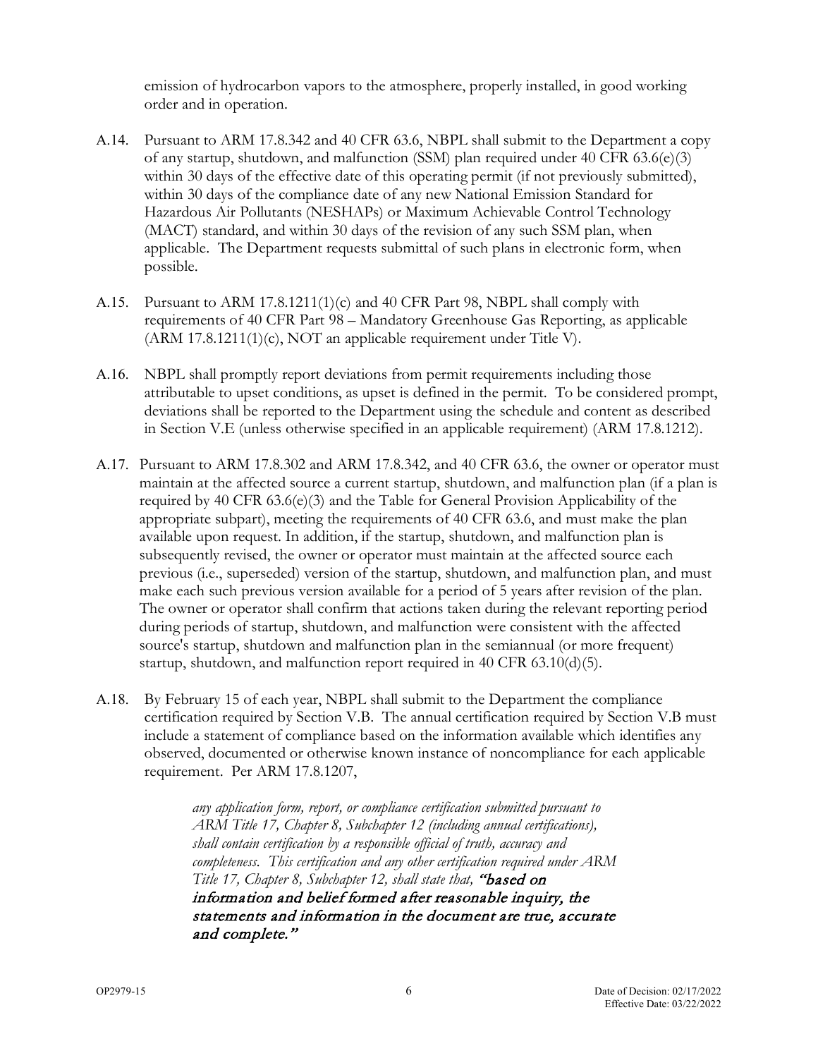emission of hydrocarbon vapors to the atmosphere, properly installed, in good working order and in operation.

A.14. Pursuant to ARM 17.8.342 and 40 CFR 63.6, NBPL shall submit to the Department a copy of any startup, shutdown, and malfunction (SSM) plan required under 40 CFR 63.6(e)(3) within 30 days of the effective date of this operating permit (if not previously submitted), within 30 days of the compliance date of any new National Emission Standard for Hazardous Air Pollutants (NESHAPs) or Maximum Achievable Control Technology (MACT) standard, and within 30 days of the revision of any such SSM plan, when applicable. The Department requests submittal of such plans in electronic form, when possible.

A.15. Pursuant to ARM 17.8.1211(1)(c) and 40 CFR Part 98, NBPL shall comply with requirements of 40 CFR Part 98 – Mandatory Greenhouse Gas Reporting, as applicable (ARM 17.8.1211(1)(c), NOT an applicable requirement under Title V).

A.16. NBPL shall promptly report deviations from permit requirements including those attributable to upset conditions, as upset is defined in the permit. To be considered prompt, deviations shall be reported to the Department using the schedule and content as described in Section V.E (unless otherwise specified in an applicable requirement) (ARM 17.8.1212).

A.17. Pursuant to ARM 17.8.302 and ARM 17.8.342, and 40 CFR 63.6, the owner or operator must maintain at the affected source a current startup, shutdown, and malfunction plan (if a plan is required by 40 CFR 63.6(e)(3) and the Table for General Provision Applicability of the appropriate subpart), meeting the requirements of 40 CFR 63.6, and must make the plan available upon request. In addition, if the startup, shutdown, and malfunction plan is subsequently revised, the owner or operator must maintain at the affected source each previous (i.e., superseded) version of the startup, shutdown, and malfunction plan, and must make each such previous version available for a period of 5 years after revision of the plan. The owner or operator shall confirm that actions taken during the relevant reporting period during periods of startup, shutdown, and malfunction were consistent with the affected source's startup, shutdown and malfunction plan in the semiannual (or more frequent) startup, shutdown, and malfunction report required in 40 CFR 63.10(d)(5).

A.18. By February 15 of each year, NBPL shall submit to the Department the compliance certification required by Section V.B. The annual certification required by Section V.B must include a statement of compliance based on the information available which identifies any observed, documented or otherwise known instance of noncompliance for each applicable requirement. Per ARM 17.8.1207,

> *any application form, report, or compliance certification submitted pursuant to ARM Title 17, Chapter 8, Subchapter 12 (including annual certifications), shall contain certification by a responsible official of truth, accuracy and completeness. This certification and any other certification required under ARM Title 17, Chapter 8, Subchapter 12, shall state that,* ***"based on information and belief formed after reasonable inquiry, the statements and information in the document are true, accurate and complete."***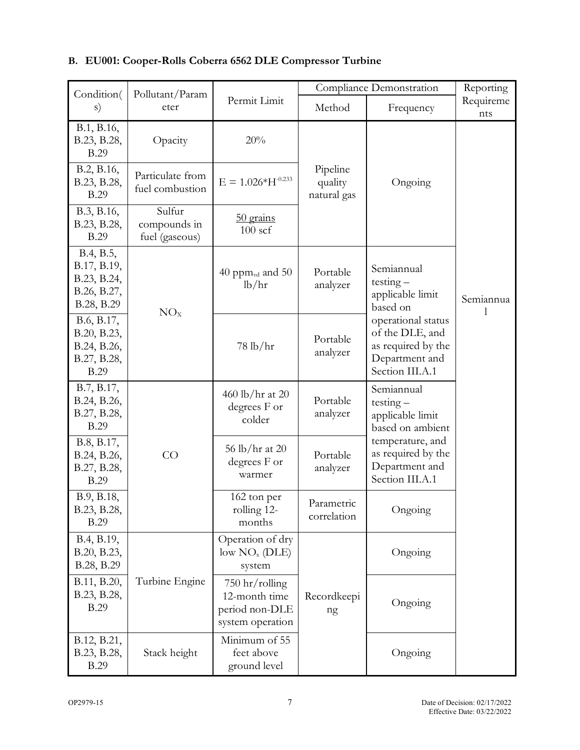## B. EU001: Cooper-Rolls Coberra 6562 DLE Compressor Turbine

| Condition(s) | Pollutant/Parameter | Permit Limit | Compliance Demonstration | | Reporting Requirements |
|---|---|---|---|---|---|
| | | | Method | Frequency | |
| B.1, B.16, B.23, B.28, B.29 | Opacity | 20% | Pipeline quality natural gas | Ongoing | Semiannual |
| B.2, B.16, B.23, B.28, B.29 | Particulate from fuel combustion | $E = 1.026*H^{-0.233}$ | | | |
| B.3, B.16, B.23, B.28, B.29 | Sulfur compounds in fuel (gaseous) | $\frac{\text{50 grains}}{\text{100 scf}}$ | | | |
| B.4, B.5, B.17, B.19, B.23, B.24, B.26, B.27, B.28, B.29 | $NO_X$ | 40 $ppm_{vd}$ and 50 lb/hr | Portable analyzer | Semiannual testing – applicable limit based on operational status of the DLE, and as required by the Department and Section III.A.1 | |
| B.6, B.17, B.20, B.23, B.24, B.26, B.27, B.28, B.29 | | 78 lb/hr | Portable analyzer | | |
| B.7, B.17, B.24, B.26, B.27, B.28, B.29 | CO | 460 lb/hr at 20 degrees F or colder | Portable analyzer | Semiannual testing – applicable limit based on ambient temperature, and as required by the Department and Section III.A.1 | |
| B.8, B.17, B.24, B.26, B.27, B.28, B.29 | | 56 lb/hr at 20 degrees F or warmer | Portable analyzer | | |
| B.9, B.18, B.23, B.28, B.29 | | 162 ton per rolling 12-months | Parametric correlation | Ongoing | |
| B.4, B.19, B.20, B.23, B.28, B.29 | Turbine Engine | Operation of dry low $NO_x$ (DLE) system | Recordkeeping | Ongoing | |
| B.11, B.20, B.23, B.28, B.29 | | 750 hr/rolling 12-month time period non-DLE system operation | | Ongoing | |
| B.12, B.21, B.23, B.28, B.29 | Stack height | Minimum of 55 feet above ground level | | Ongoing | |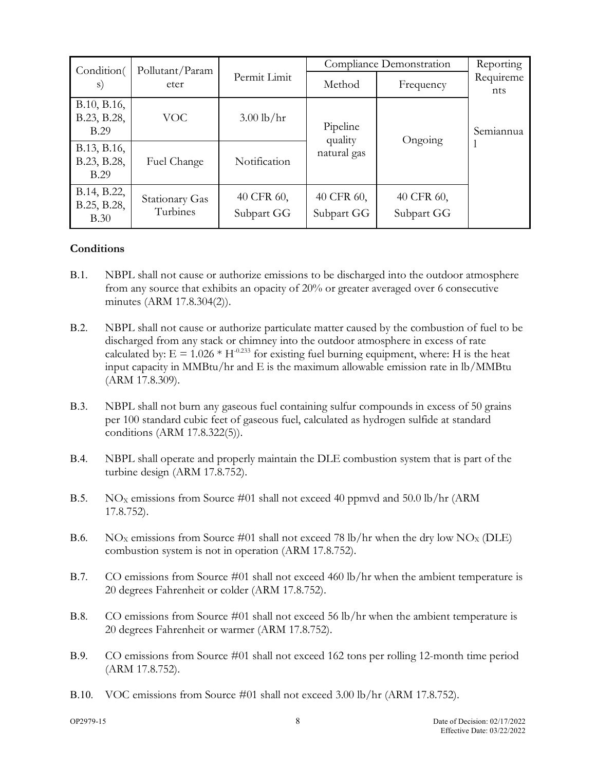| Condition(s) | Pollutant/Parameter | Permit Limit | Compliance Demonstration | | Reporting Requirements |
|---|---|---|---|---|---|
| | | | Method | Frequency | |
| B.10, B.16, B.23, B.28, B.29 | VOC | 3.00 lb/hr | Pipeline quality natural gas | Ongoing | Semiannual |
| B.13, B.16, B.23, B.28, B.29 | Fuel Change | Notification | | | |
| B.14, B.22, B.25, B.28, B.30 | Stationary Gas Turbines | 40 CFR 60, Subpart GG | 40 CFR 60, Subpart GG | 40 CFR 60, Subpart GG | |

**Conditions**

B.1. NBPL shall not cause or authorize emissions to be discharged into the outdoor atmosphere from any source that exhibits an opacity of 20% or greater averaged over 6 consecutive minutes (ARM 17.8.304(2)).

B.2. NBPL shall not cause or authorize particulate matter caused by the combustion of fuel to be discharged from any stack or chimney into the outdoor atmosphere in excess of rate calculated by: $E = 1.026 * H^{-0.233}$ for existing fuel burning equipment, where: H is the heat input capacity in MMBtu/hr and E is the maximum allowable emission rate in lb/MMBtu (ARM 17.8.309).

B.3. NBPL shall not burn any gaseous fuel containing sulfur compounds in excess of 50 grains per 100 standard cubic feet of gaseous fuel, calculated as hydrogen sulfide at standard conditions (ARM 17.8.322(5)).

B.4. NBPL shall operate and properly maintain the DLE combustion system that is part of the turbine design (ARM 17.8.752).

B.5. $NO_X$ emissions from Source #01 shall not exceed 40 ppmvd and 50.0 lb/hr (ARM 17.8.752).

B.6. $NO_X$ emissions from Source #01 shall not exceed 78 lb/hr when the dry low $NO_X$ (DLE) combustion system is not in operation (ARM 17.8.752).

B.7. CO emissions from Source #01 shall not exceed 460 lb/hr when the ambient temperature is 20 degrees Fahrenheit or colder (ARM 17.8.752).

B.8. CO emissions from Source #01 shall not exceed 56 lb/hr when the ambient temperature is 20 degrees Fahrenheit or warmer (ARM 17.8.752).

B.9. CO emissions from Source #01 shall not exceed 162 tons per rolling 12-month time period (ARM 17.8.752).

B.10. VOC emissions from Source #01 shall not exceed 3.00 lb/hr (ARM 17.8.752).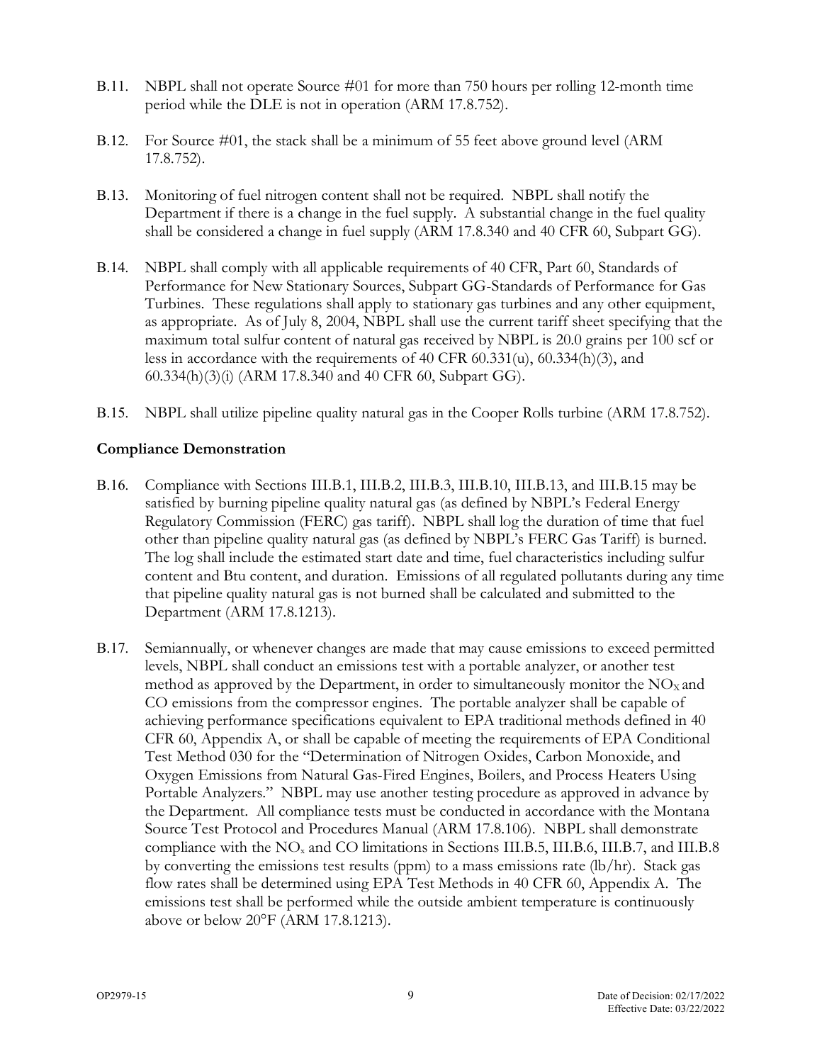B.11. NBPL shall not operate Source #01 for more than 750 hours per rolling 12-month time period while the DLE is not in operation (ARM 17.8.752).

B.12. For Source #01, the stack shall be a minimum of 55 feet above ground level (ARM 17.8.752).

B.13. Monitoring of fuel nitrogen content shall not be required. NBPL shall notify the Department if there is a change in the fuel supply. A substantial change in the fuel quality shall be considered a change in fuel supply (ARM 17.8.340 and 40 CFR 60, Subpart GG).

B.14. NBPL shall comply with all applicable requirements of 40 CFR, Part 60, Standards of Performance for New Stationary Sources, Subpart GG-Standards of Performance for Gas Turbines. These regulations shall apply to stationary gas turbines and any other equipment, as appropriate. As of July 8, 2004, NBPL shall use the current tariff sheet specifying that the maximum total sulfur content of natural gas received by NBPL is 20.0 grains per 100 scf or less in accordance with the requirements of 40 CFR 60.331(u), 60.334(h)(3), and 60.334(h)(3)(i) (ARM 17.8.340 and 40 CFR 60, Subpart GG).

B.15. NBPL shall utilize pipeline quality natural gas in the Cooper Rolls turbine (ARM 17.8.752).

**Compliance Demonstration**

B.16. Compliance with Sections III.B.1, III.B.2, III.B.3, III.B.10, III.B.13, and III.B.15 may be satisfied by burning pipeline quality natural gas (as defined by NBPL's Federal Energy Regulatory Commission (FERC) gas tariff). NBPL shall log the duration of time that fuel other than pipeline quality natural gas (as defined by NBPL's FERC Gas Tariff) is burned. The log shall include the estimated start date and time, fuel characteristics including sulfur content and Btu content, and duration. Emissions of all regulated pollutants during any time that pipeline quality natural gas is not burned shall be calculated and submitted to the Department (ARM 17.8.1213).

B.17. Semiannually, or whenever changes are made that may cause emissions to exceed permitted levels, NBPL shall conduct an emissions test with a portable analyzer, or another test method as approved by the Department, in order to simultaneously monitor the $NO_X$ and CO emissions from the compressor engines. The portable analyzer shall be capable of achieving performance specifications equivalent to EPA traditional methods defined in 40 CFR 60, Appendix A, or shall be capable of meeting the requirements of EPA Conditional Test Method 030 for the "Determination of Nitrogen Oxides, Carbon Monoxide, and Oxygen Emissions from Natural Gas-Fired Engines, Boilers, and Process Heaters Using Portable Analyzers." NBPL may use another testing procedure as approved in advance by the Department. All compliance tests must be conducted in accordance with the Montana Source Test Protocol and Procedures Manual (ARM 17.8.106). NBPL shall demonstrate compliance with the $NO_x$ and CO limitations in Sections III.B.5, III.B.6, III.B.7, and III.B.8 by converting the emissions test results (ppm) to a mass emissions rate (lb/hr). Stack gas flow rates shall be determined using EPA Test Methods in 40 CFR 60, Appendix A. The emissions test shall be performed while the outside ambient temperature is continuously above or below 20°F (ARM 17.8.1213).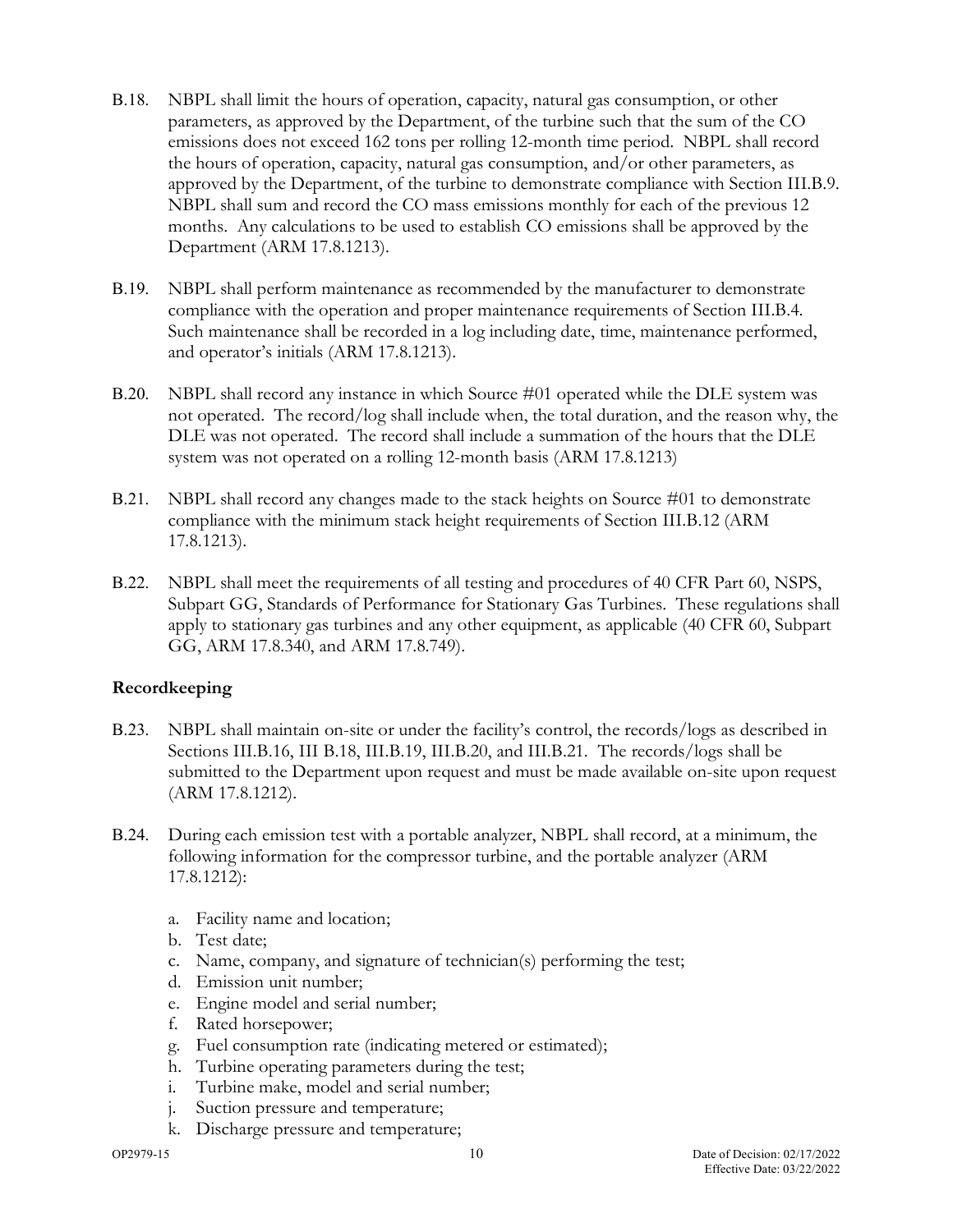B.18. NBPL shall limit the hours of operation, capacity, natural gas consumption, or other parameters, as approved by the Department, of the turbine such that the sum of the CO emissions does not exceed 162 tons per rolling 12-month time period. NBPL shall record the hours of operation, capacity, natural gas consumption, and/or other parameters, as approved by the Department, of the turbine to demonstrate compliance with Section III.B.9. NBPL shall sum and record the CO mass emissions monthly for each of the previous 12 months. Any calculations to be used to establish CO emissions shall be approved by the Department (ARM 17.8.1213).

B.19. NBPL shall perform maintenance as recommended by the manufacturer to demonstrate compliance with the operation and proper maintenance requirements of Section III.B.4. Such maintenance shall be recorded in a log including date, time, maintenance performed, and operator's initials (ARM 17.8.1213).

B.20. NBPL shall record any instance in which Source #01 operated while the DLE system was not operated. The record/log shall include when, the total duration, and the reason why, the DLE was not operated. The record shall include a summation of the hours that the DLE system was not operated on a rolling 12-month basis (ARM 17.8.1213)

B.21. NBPL shall record any changes made to the stack heights on Source #01 to demonstrate compliance with the minimum stack height requirements of Section III.B.12 (ARM 17.8.1213).

B.22. NBPL shall meet the requirements of all testing and procedures of 40 CFR Part 60, NSPS, Subpart GG, Standards of Performance for Stationary Gas Turbines. These regulations shall apply to stationary gas turbines and any other equipment, as applicable (40 CFR 60, Subpart GG, ARM 17.8.340, and ARM 17.8.749).

**Recordkeeping**

B.23. NBPL shall maintain on-site or under the facility's control, the records/logs as described in Sections III.B.16, III B.18, III.B.19, III.B.20, and III.B.21. The records/logs shall be submitted to the Department upon request and must be made available on-site upon request (ARM 17.8.1212).

B.24. During each emission test with a portable analyzer, NBPL shall record, at a minimum, the following information for the compressor turbine, and the portable analyzer (ARM 17.8.1212):

a. Facility name and location;
b. Test date;
c. Name, company, and signature of technician(s) performing the test;
d. Emission unit number;
e. Engine model and serial number;
f. Rated horsepower;
g. Fuel consumption rate (indicating metered or estimated);
h. Turbine operating parameters during the test;
i. Turbine make, model and serial number;
j. Suction pressure and temperature;
k. Discharge pressure and temperature;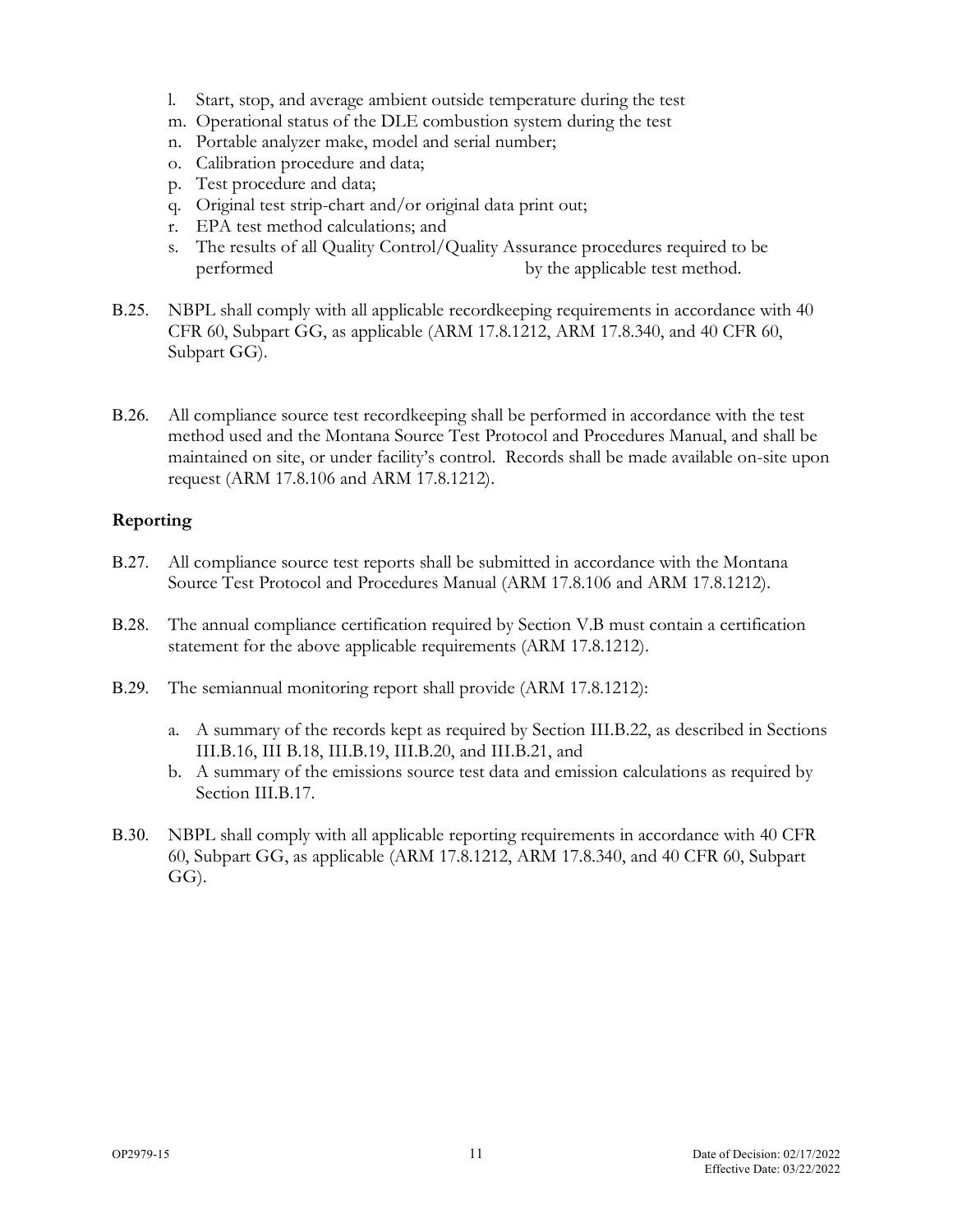l. Start, stop, and average ambient outside temperature during the test
m. Operational status of the DLE combustion system during the test
n. Portable analyzer make, model and serial number;
o. Calibration procedure and data;
p. Test procedure and data;
q. Original test strip-chart and/or original data print out;
r. EPA test method calculations; and
s. The results of all Quality Control/Quality Assurance procedures required to be performed by the applicable test method.

B.25. NBPL shall comply with all applicable recordkeeping requirements in accordance with 40 CFR 60, Subpart GG, as applicable (ARM 17.8.1212, ARM 17.8.340, and 40 CFR 60, Subpart GG).

B.26. All compliance source test recordkeeping shall be performed in accordance with the test method used and the Montana Source Test Protocol and Procedures Manual, and shall be maintained on site, or under facility's control. Records shall be made available on-site upon request (ARM 17.8.106 and ARM 17.8.1212).

**Reporting**

B.27. All compliance source test reports shall be submitted in accordance with the Montana Source Test Protocol and Procedures Manual (ARM 17.8.106 and ARM 17.8.1212).

B.28. The annual compliance certification required by Section V.B must contain a certification statement for the above applicable requirements (ARM 17.8.1212).

B.29. The semiannual monitoring report shall provide (ARM 17.8.1212):

a. A summary of the records kept as required by Section III.B.22, as described in Sections III.B.16, III B.18, III.B.19, III.B.20, and III.B.21, and
b. A summary of the emissions source test data and emission calculations as required by Section III.B.17.

B.30. NBPL shall comply with all applicable reporting requirements in accordance with 40 CFR 60, Subpart GG, as applicable (ARM 17.8.1212, ARM 17.8.340, and 40 CFR 60, Subpart GG).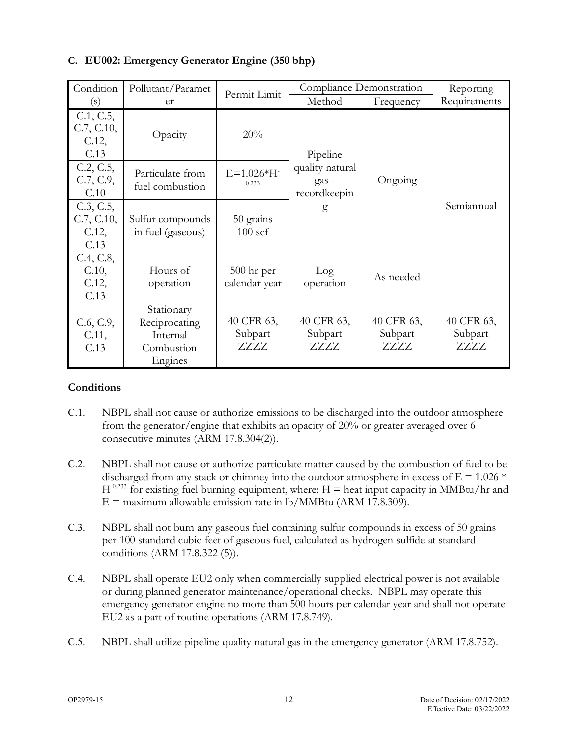### C. EU002: Emergency Generator Engine (350 bhp)

| Condition (s) | Pollutant/Parameter | Permit Limit | Compliance Demonstration | | Reporting Requirements |
|---|---|---|---|---|---|
| | | | Method | Frequency | |
| C.1, C.5, C.7, C.10, C.12, C.13 | Opacity | 20% | Pipeline quality natural gas - recordkeeping | Ongoing | Semiannual |
| C.2, C.5, C.7, C.9, C.10 | Particulate from fuel combustion | $E=1.026*H^{-0.233}$ | Pipeline quality natural gas - recordkeeping | Ongoing | Semiannual |
| C.3, C.5, C.7, C.10, C.12, C.13 | Sulfur compounds in fuel (gaseous) | 50 grains / 100 scf | Pipeline quality natural gas - recordkeeping | Ongoing | Semiannual |
| C.4, C.8, C.10, C.12, C.13 | Hours of operation | 500 hr per calendar year | Log operation | As needed | Semiannual |
| C.6, C.9, C.11, C.13 | Stationary Reciprocating Internal Combustion Engines | 40 CFR 63, Subpart ZZZZ | 40 CFR 63, Subpart ZZZZ | 40 CFR 63, Subpart ZZZZ | 40 CFR 63, Subpart ZZZZ |

**Conditions**

C.1. NBPL shall not cause or authorize emissions to be discharged into the outdoor atmosphere from the generator/engine that exhibits an opacity of 20% or greater averaged over 6 consecutive minutes (ARM 17.8.304(2)).

C.2. NBPL shall not cause or authorize particulate matter caused by the combustion of fuel to be discharged from any stack or chimney into the outdoor atmosphere in excess of $E = 1.026 * H^{-0.233}$ for existing fuel burning equipment, where: H = heat input capacity in MMBtu/hr and E = maximum allowable emission rate in lb/MMBtu (ARM 17.8.309).

C.3. NBPL shall not burn any gaseous fuel containing sulfur compounds in excess of 50 grains per 100 standard cubic feet of gaseous fuel, calculated as hydrogen sulfide at standard conditions (ARM 17.8.322 (5)).

C.4. NBPL shall operate EU2 only when commercially supplied electrical power is not available or during planned generator maintenance/operational checks. NBPL may operate this emergency generator engine no more than 500 hours per calendar year and shall not operate EU2 as a part of routine operations (ARM 17.8.749).

C.5. NBPL shall utilize pipeline quality natural gas in the emergency generator (ARM 17.8.752).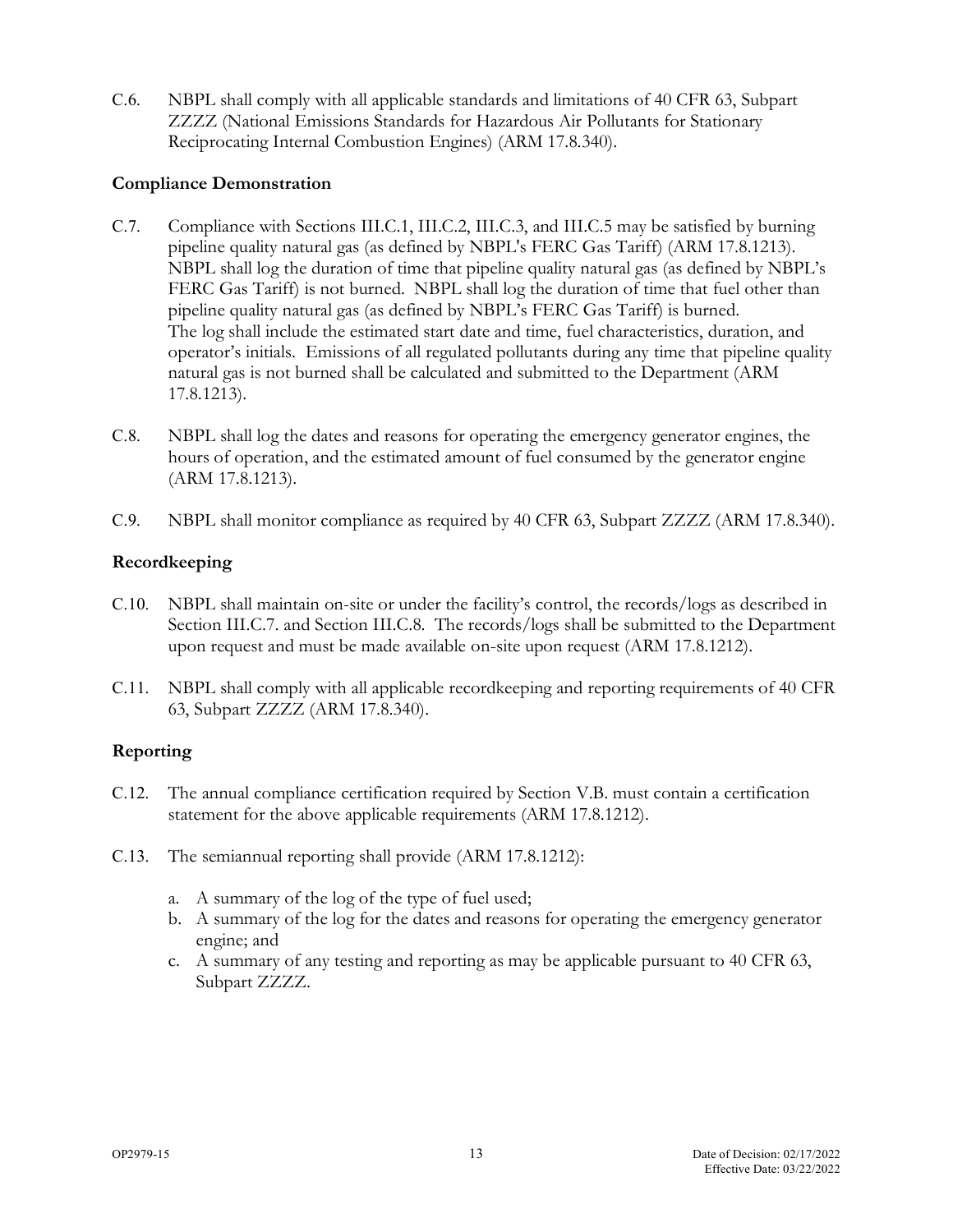C.6. NBPL shall comply with all applicable standards and limitations of 40 CFR 63, Subpart ZZZZ (National Emissions Standards for Hazardous Air Pollutants for Stationary Reciprocating Internal Combustion Engines) (ARM 17.8.340).

### Compliance Demonstration

C.7. Compliance with Sections III.C.1, III.C.2, III.C.3, and III.C.5 may be satisfied by burning pipeline quality natural gas (as defined by NBPL's FERC Gas Tariff) (ARM 17.8.1213). NBPL shall log the duration of time that pipeline quality natural gas (as defined by NBPL's FERC Gas Tariff) is not burned. NBPL shall log the duration of time that fuel other than pipeline quality natural gas (as defined by NBPL's FERC Gas Tariff) is burned. The log shall include the estimated start date and time, fuel characteristics, duration, and operator's initials. Emissions of all regulated pollutants during any time that pipeline quality natural gas is not burned shall be calculated and submitted to the Department (ARM 17.8.1213).

C.8. NBPL shall log the dates and reasons for operating the emergency generator engines, the hours of operation, and the estimated amount of fuel consumed by the generator engine (ARM 17.8.1213).

C.9. NBPL shall monitor compliance as required by 40 CFR 63, Subpart ZZZZ (ARM 17.8.340).

### Recordkeeping

C.10. NBPL shall maintain on-site or under the facility's control, the records/logs as described in Section III.C.7. and Section III.C.8. The records/logs shall be submitted to the Department upon request and must be made available on-site upon request (ARM 17.8.1212).

C.11. NBPL shall comply with all applicable recordkeeping and reporting requirements of 40 CFR 63, Subpart ZZZZ (ARM 17.8.340).

### Reporting

C.12. The annual compliance certification required by Section V.B. must contain a certification statement for the above applicable requirements (ARM 17.8.1212).

C.13. The semiannual reporting shall provide (ARM 17.8.1212):

a. A summary of the log of the type of fuel used;
b. A summary of the log for the dates and reasons for operating the emergency generator engine; and
c. A summary of any testing and reporting as may be applicable pursuant to 40 CFR 63, Subpart ZZZZ.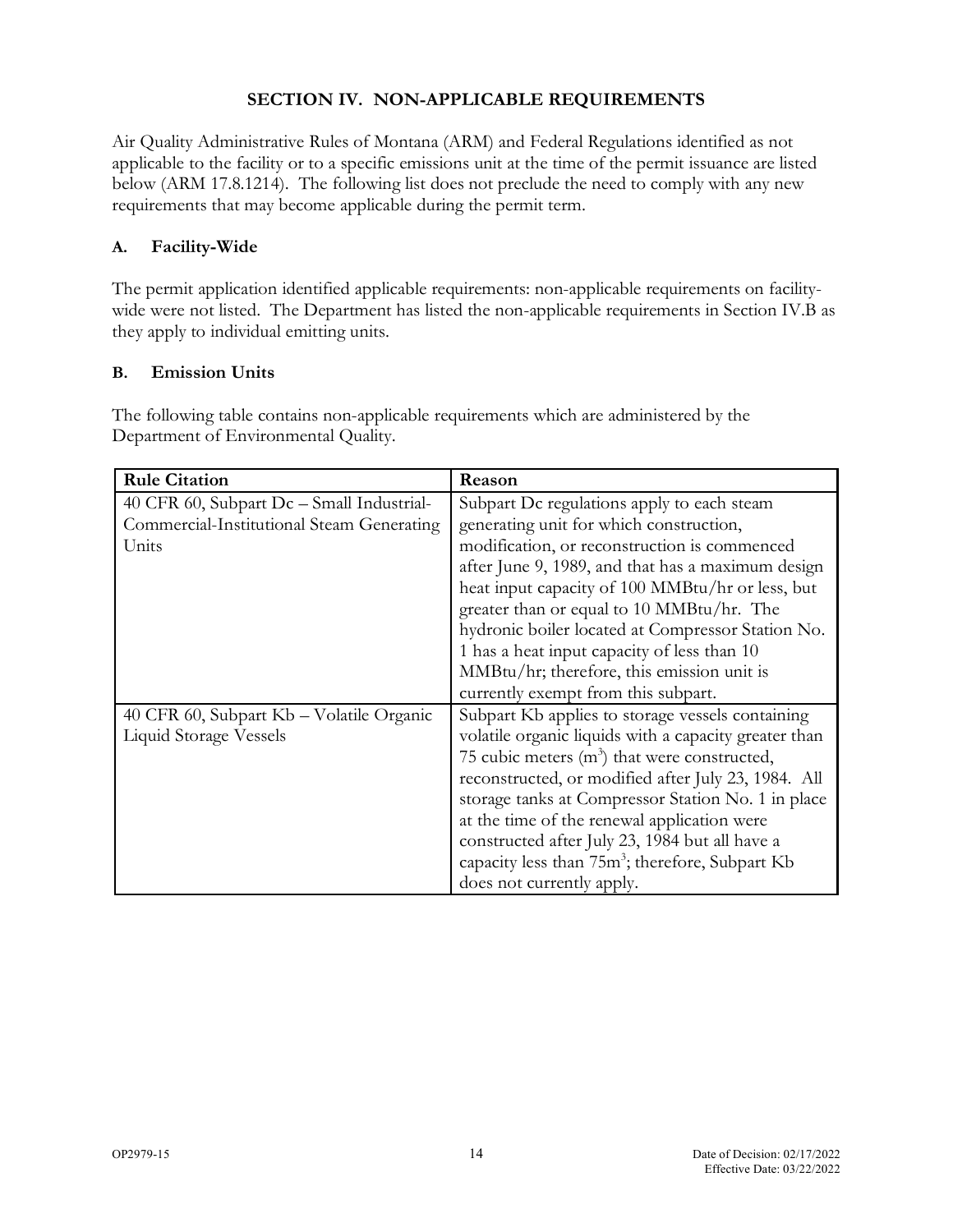# SECTION IV. NON-APPLICABLE REQUIREMENTS

Air Quality Administrative Rules of Montana (ARM) and Federal Regulations identified as not applicable to the facility or to a specific emissions unit at the time of the permit issuance are listed below (ARM 17.8.1214). The following list does not preclude the need to comply with any new requirements that may become applicable during the permit term.

## A. Facility-Wide

The permit application identified applicable requirements: non-applicable requirements on facility-wide were not listed. The Department has listed the non-applicable requirements in Section IV.B as they apply to individual emitting units.

## B. Emission Units

The following table contains non-applicable requirements which are administered by the Department of Environmental Quality.

| Rule Citation | Reason |
|---|---|
| 40 CFR 60, Subpart Dc – Small Industrial-Commercial-Institutional Steam Generating Units | Subpart Dc regulations apply to each steam generating unit for which construction, modification, or reconstruction is commenced after June 9, 1989, and that has a maximum design heat input capacity of 100 MMBtu/hr or less, but greater than or equal to 10 MMBtu/hr. The hydronic boiler located at Compressor Station No. 1 has a heat input capacity of less than 10 MMBtu/hr; therefore, this emission unit is currently exempt from this subpart. |
| 40 CFR 60, Subpart Kb – Volatile Organic Liquid Storage Vessels | Subpart Kb applies to storage vessels containing volatile organic liquids with a capacity greater than 75 cubic meters ($m^3$) that were constructed, reconstructed, or modified after July 23, 1984. All storage tanks at Compressor Station No. 1 in place at the time of the renewal application were constructed after July 23, 1984 but all have a capacity less than 75$m^3$; therefore, Subpart Kb does not currently apply. |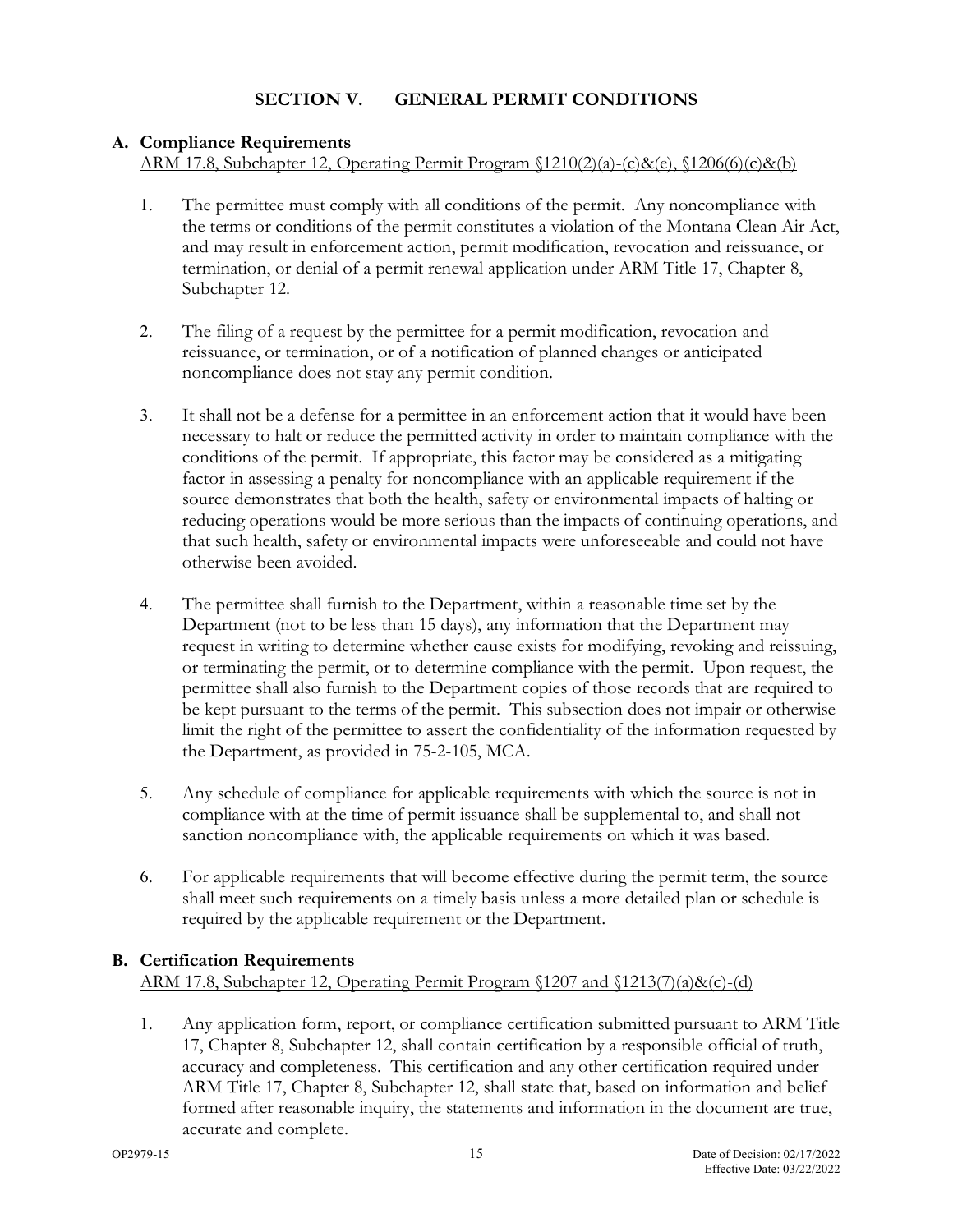## SECTION V. GENERAL PERMIT CONDITIONS

### A. Compliance Requirements

ARM 17.8, Subchapter 12, Operating Permit Program §1210(2)(a)-(c)&(e), §1206(6)(c)&(b)

1. The permittee must comply with all conditions of the permit. Any noncompliance with the terms or conditions of the permit constitutes a violation of the Montana Clean Air Act, and may result in enforcement action, permit modification, revocation and reissuance, or termination, or denial of a permit renewal application under ARM Title 17, Chapter 8, Subchapter 12.

2. The filing of a request by the permittee for a permit modification, revocation and reissuance, or termination, or of a notification of planned changes or anticipated noncompliance does not stay any permit condition.

3. It shall not be a defense for a permittee in an enforcement action that it would have been necessary to halt or reduce the permitted activity in order to maintain compliance with the conditions of the permit. If appropriate, this factor may be considered as a mitigating factor in assessing a penalty for noncompliance with an applicable requirement if the source demonstrates that both the health, safety or environmental impacts of halting or reducing operations would be more serious than the impacts of continuing operations, and that such health, safety or environmental impacts were unforeseeable and could not have otherwise been avoided.

4. The permittee shall furnish to the Department, within a reasonable time set by the Department (not to be less than 15 days), any information that the Department may request in writing to determine whether cause exists for modifying, revoking and reissuing, or terminating the permit, or to determine compliance with the permit. Upon request, the permittee shall also furnish to the Department copies of those records that are required to be kept pursuant to the terms of the permit. This subsection does not impair or otherwise limit the right of the permittee to assert the confidentiality of the information requested by the Department, as provided in 75-2-105, MCA.

5. Any schedule of compliance for applicable requirements with which the source is not in compliance with at the time of permit issuance shall be supplemental to, and shall not sanction noncompliance with, the applicable requirements on which it was based.

6. For applicable requirements that will become effective during the permit term, the source shall meet such requirements on a timely basis unless a more detailed plan or schedule is required by the applicable requirement or the Department.

### B. Certification Requirements

ARM 17.8, Subchapter 12, Operating Permit Program §1207 and §1213(7)(a)&(c)-(d)

1. Any application form, report, or compliance certification submitted pursuant to ARM Title 17, Chapter 8, Subchapter 12, shall contain certification by a responsible official of truth, accuracy and completeness. This certification and any other certification required under ARM Title 17, Chapter 8, Subchapter 12, shall state that, based on information and belief formed after reasonable inquiry, the statements and information in the document are true, accurate and complete.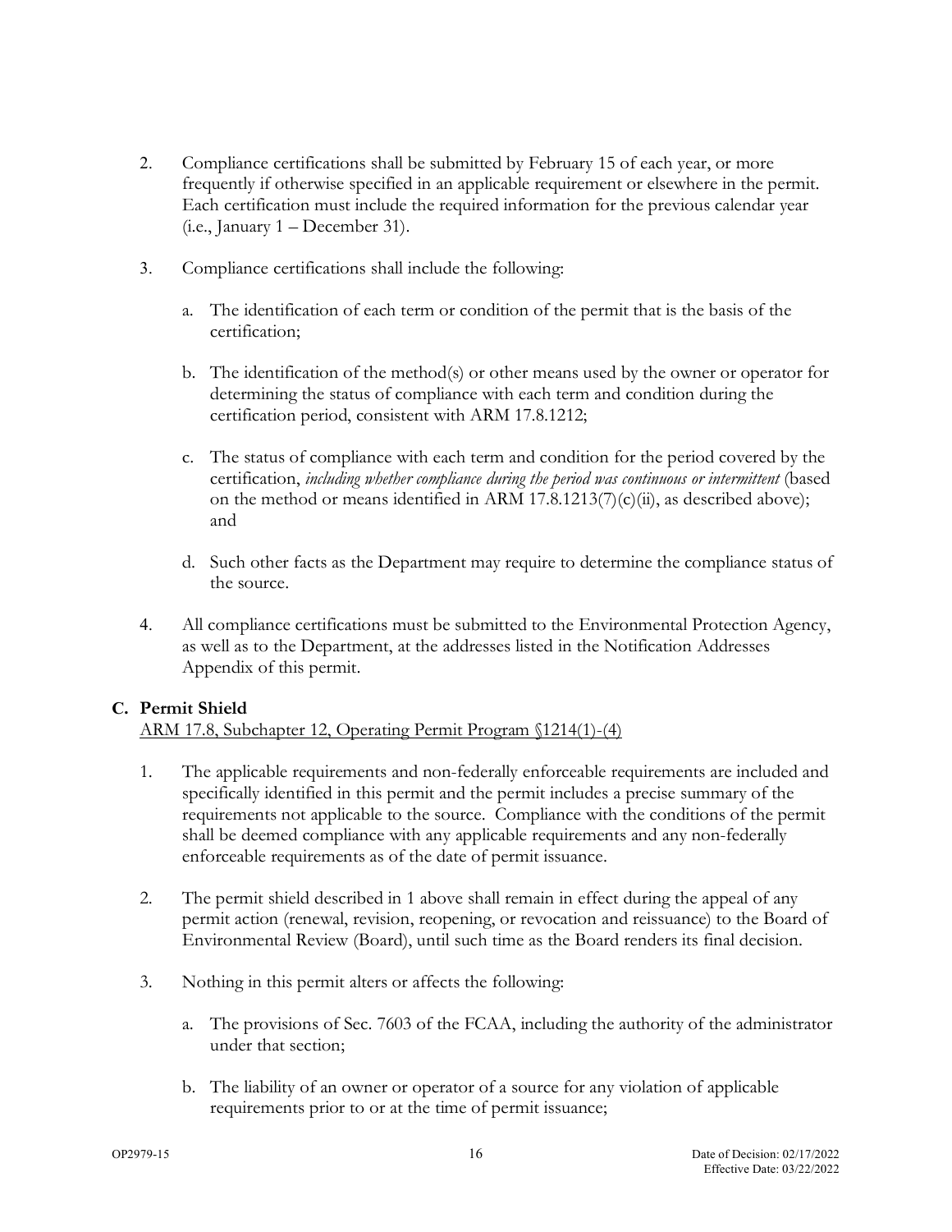2. Compliance certifications shall be submitted by February 15 of each year, or more frequently if otherwise specified in an applicable requirement or elsewhere in the permit. Each certification must include the required information for the previous calendar year (i.e., January 1 – December 31).

3. Compliance certifications shall include the following:

   a. The identification of each term or condition of the permit that is the basis of the certification;

   b. The identification of the method(s) or other means used by the owner or operator for determining the status of compliance with each term and condition during the certification period, consistent with ARM 17.8.1212;

   c. The status of compliance with each term and condition for the period covered by the certification, *including whether compliance during the period was continuous or intermittent* (based on the method or means identified in ARM 17.8.1213(7)(c)(ii), as described above); and

   d. Such other facts as the Department may require to determine the compliance status of the source.

4. All compliance certifications must be submitted to the Environmental Protection Agency, as well as to the Department, at the addresses listed in the Notification Addresses Appendix of this permit.

**C. Permit Shield**

ARM 17.8, Subchapter 12, Operating Permit Program §1214(1)-(4)

1. The applicable requirements and non-federally enforceable requirements are included and specifically identified in this permit and the permit includes a precise summary of the requirements not applicable to the source. Compliance with the conditions of the permit shall be deemed compliance with any applicable requirements and any non-federally enforceable requirements as of the date of permit issuance.

2. The permit shield described in 1 above shall remain in effect during the appeal of any permit action (renewal, revision, reopening, or revocation and reissuance) to the Board of Environmental Review (Board), until such time as the Board renders its final decision.

3. Nothing in this permit alters or affects the following:

   a. The provisions of Sec. 7603 of the FCAA, including the authority of the administrator under that section;

   b. The liability of an owner or operator of a source for any violation of applicable requirements prior to or at the time of permit issuance;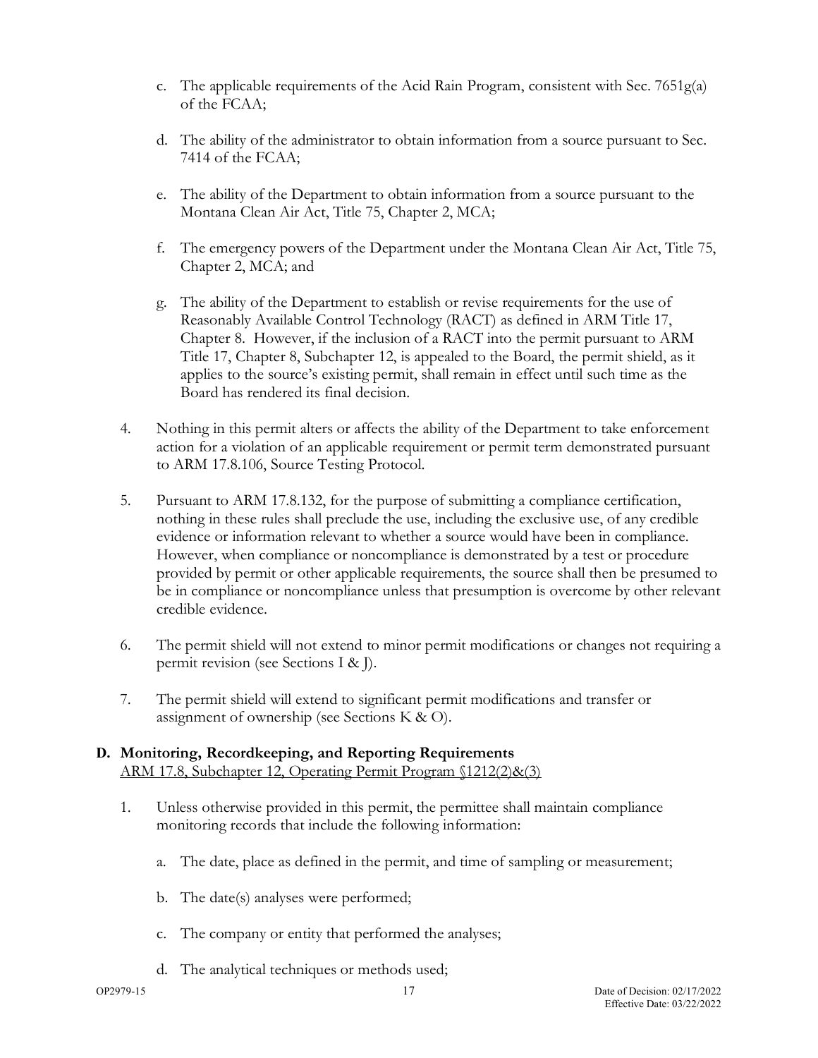c. The applicable requirements of the Acid Rain Program, consistent with Sec. 7651g(a) of the FCAA;

d. The ability of the administrator to obtain information from a source pursuant to Sec. 7414 of the FCAA;

e. The ability of the Department to obtain information from a source pursuant to the Montana Clean Air Act, Title 75, Chapter 2, MCA;

f. The emergency powers of the Department under the Montana Clean Air Act, Title 75, Chapter 2, MCA; and

g. The ability of the Department to establish or revise requirements for the use of Reasonably Available Control Technology (RACT) as defined in ARM Title 17, Chapter 8. However, if the inclusion of a RACT into the permit pursuant to ARM Title 17, Chapter 8, Subchapter 12, is appealed to the Board, the permit shield, as it applies to the source's existing permit, shall remain in effect until such time as the Board has rendered its final decision.

4. Nothing in this permit alters or affects the ability of the Department to take enforcement action for a violation of an applicable requirement or permit term demonstrated pursuant to ARM 17.8.106, Source Testing Protocol.

5. Pursuant to ARM 17.8.132, for the purpose of submitting a compliance certification, nothing in these rules shall preclude the use, including the exclusive use, of any credible evidence or information relevant to whether a source would have been in compliance. However, when compliance or noncompliance is demonstrated by a test or procedure provided by permit or other applicable requirements, the source shall then be presumed to be in compliance or noncompliance unless that presumption is overcome by other relevant credible evidence.

6. The permit shield will not extend to minor permit modifications or changes not requiring a permit revision (see Sections I & J).

7. The permit shield will extend to significant permit modifications and transfer or assignment of ownership (see Sections K & O).

### D. Monitoring, Recordkeeping, and Reporting Requirements

ARM 17.8, Subchapter 12, Operating Permit Program §1212(2)&(3)

1. Unless otherwise provided in this permit, the permittee shall maintain compliance monitoring records that include the following information:

   a. The date, place as defined in the permit, and time of sampling or measurement;

   b. The date(s) analyses were performed;

   c. The company or entity that performed the analyses;

   d. The analytical techniques or methods used;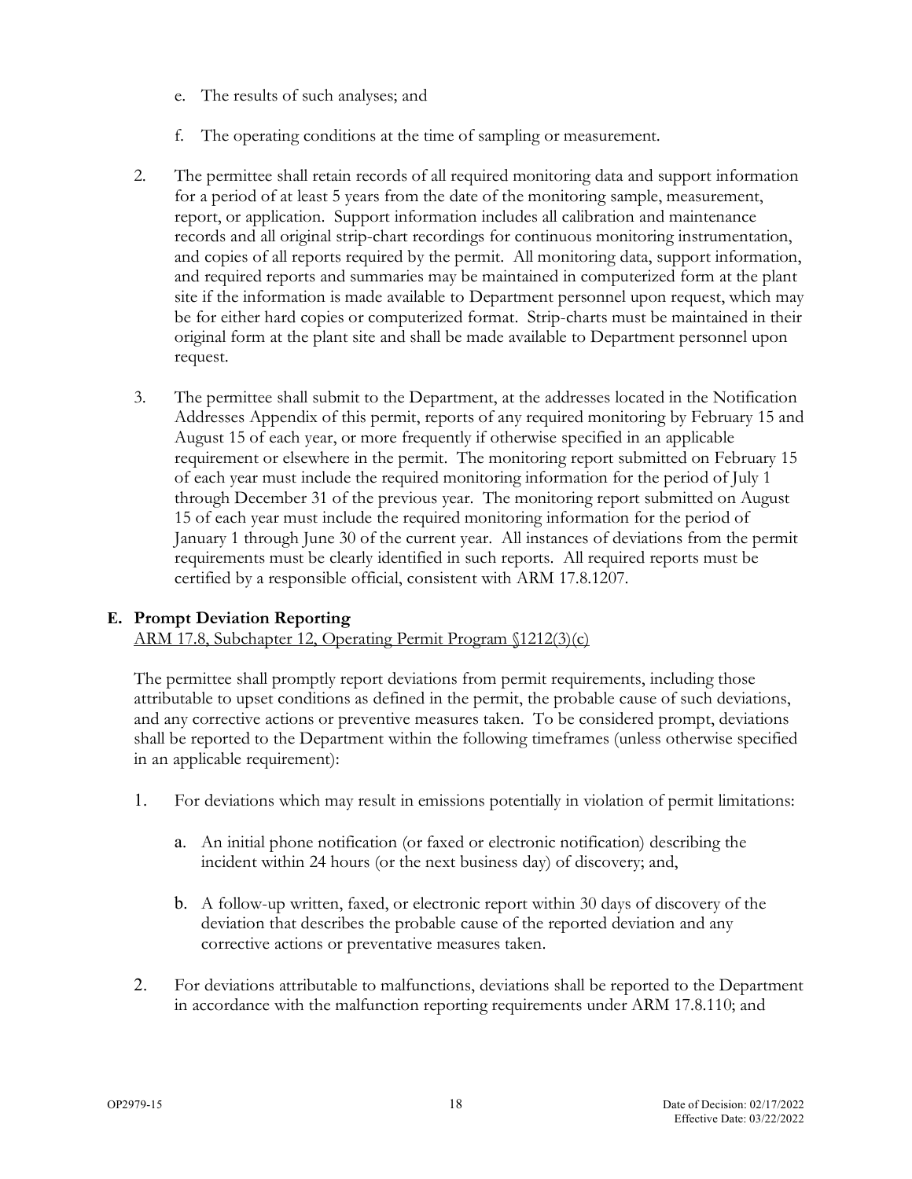e. The results of such analyses; and

f. The operating conditions at the time of sampling or measurement.

2. The permittee shall retain records of all required monitoring data and support information for a period of at least 5 years from the date of the monitoring sample, measurement, report, or application. Support information includes all calibration and maintenance records and all original strip-chart recordings for continuous monitoring instrumentation, and copies of all reports required by the permit. All monitoring data, support information, and required reports and summaries may be maintained in computerized form at the plant site if the information is made available to Department personnel upon request, which may be for either hard copies or computerized format. Strip-charts must be maintained in their original form at the plant site and shall be made available to Department personnel upon request.

3. The permittee shall submit to the Department, at the addresses located in the Notification Addresses Appendix of this permit, reports of any required monitoring by February 15 and August 15 of each year, or more frequently if otherwise specified in an applicable requirement or elsewhere in the permit. The monitoring report submitted on February 15 of each year must include the required monitoring information for the period of July 1 through December 31 of the previous year. The monitoring report submitted on August 15 of each year must include the required monitoring information for the period of January 1 through June 30 of the current year. All instances of deviations from the permit requirements must be clearly identified in such reports. All required reports must be certified by a responsible official, consistent with ARM 17.8.1207.

**E. Prompt Deviation Reporting**

ARM 17.8, Subchapter 12, Operating Permit Program §1212(3)(c)

The permittee shall promptly report deviations from permit requirements, including those attributable to upset conditions as defined in the permit, the probable cause of such deviations, and any corrective actions or preventive measures taken. To be considered prompt, deviations shall be reported to the Department within the following timeframes (unless otherwise specified in an applicable requirement):

1. For deviations which may result in emissions potentially in violation of permit limitations:

   a. An initial phone notification (or faxed or electronic notification) describing the incident within 24 hours (or the next business day) of discovery; and,

   b. A follow-up written, faxed, or electronic report within 30 days of discovery of the deviation that describes the probable cause of the reported deviation and any corrective actions or preventative measures taken.

2. For deviations attributable to malfunctions, deviations shall be reported to the Department in accordance with the malfunction reporting requirements under ARM 17.8.110; and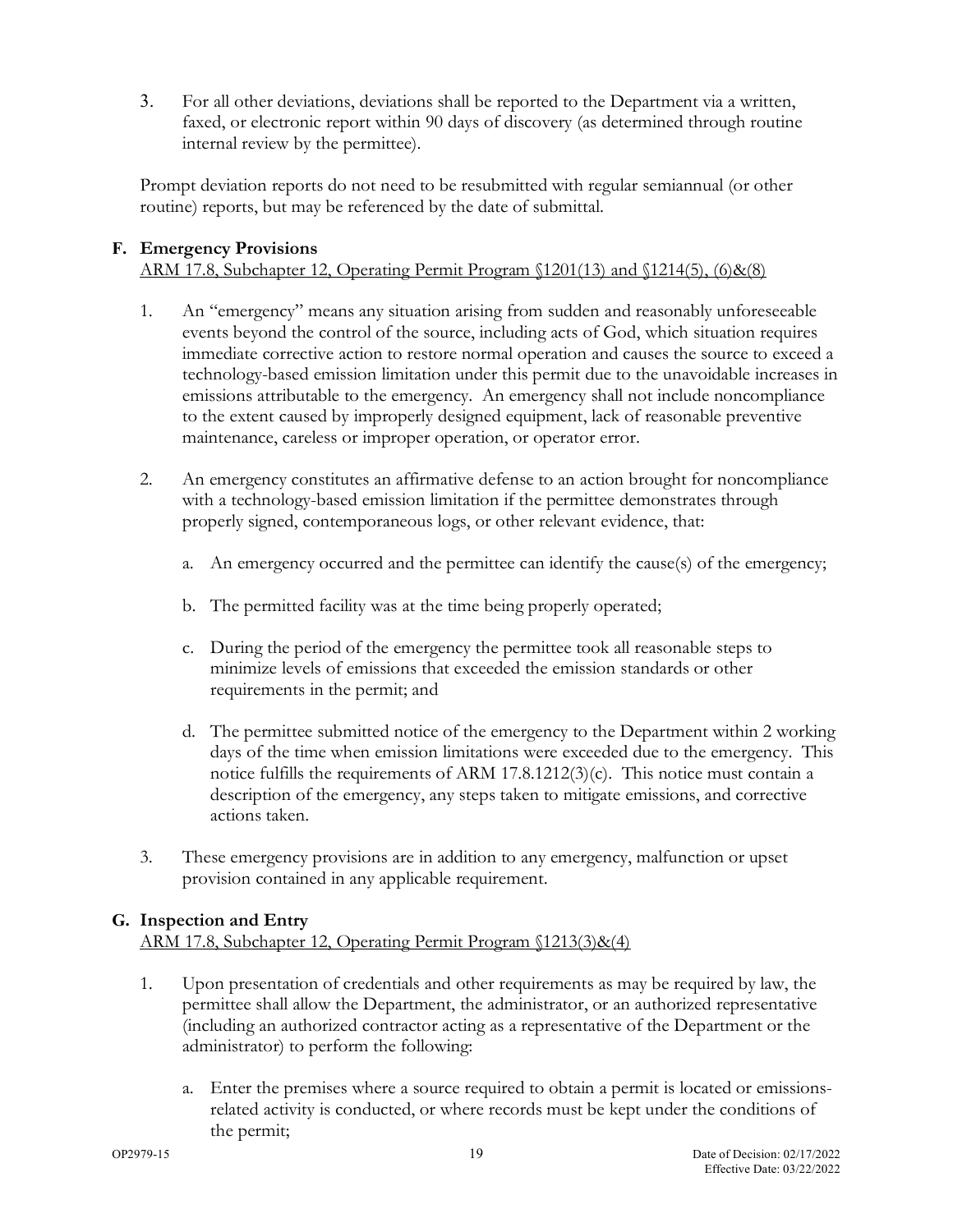3. For all other deviations, deviations shall be reported to the Department via a written, faxed, or electronic report within 90 days of discovery (as determined through routine internal review by the permittee).

Prompt deviation reports do not need to be resubmitted with regular semiannual (or other routine) reports, but may be referenced by the date of submittal.

## F. Emergency Provisions

ARM 17.8, Subchapter 12, Operating Permit Program §1201(13) and §1214(5), (6)&(8)

1. An "emergency" means any situation arising from sudden and reasonably unforeseeable events beyond the control of the source, including acts of God, which situation requires immediate corrective action to restore normal operation and causes the source to exceed a technology-based emission limitation under this permit due to the unavoidable increases in emissions attributable to the emergency. An emergency shall not include noncompliance to the extent caused by improperly designed equipment, lack of reasonable preventive maintenance, careless or improper operation, or operator error.

2. An emergency constitutes an affirmative defense to an action brought for noncompliance with a technology-based emission limitation if the permittee demonstrates through properly signed, contemporaneous logs, or other relevant evidence, that:

   a. An emergency occurred and the permittee can identify the cause(s) of the emergency;

   b. The permitted facility was at the time being properly operated;

   c. During the period of the emergency the permittee took all reasonable steps to minimize levels of emissions that exceeded the emission standards or other requirements in the permit; and

   d. The permittee submitted notice of the emergency to the Department within 2 working days of the time when emission limitations were exceeded due to the emergency. This notice fulfills the requirements of ARM 17.8.1212(3)(c). This notice must contain a description of the emergency, any steps taken to mitigate emissions, and corrective actions taken.

3. These emergency provisions are in addition to any emergency, malfunction or upset provision contained in any applicable requirement.

## G. Inspection and Entry

ARM 17.8, Subchapter 12, Operating Permit Program §1213(3)&(4)

1. Upon presentation of credentials and other requirements as may be required by law, the permittee shall allow the Department, the administrator, or an authorized representative (including an authorized contractor acting as a representative of the Department or the administrator) to perform the following:

   a. Enter the premises where a source required to obtain a permit is located or emissions-related activity is conducted, or where records must be kept under the conditions of the permit;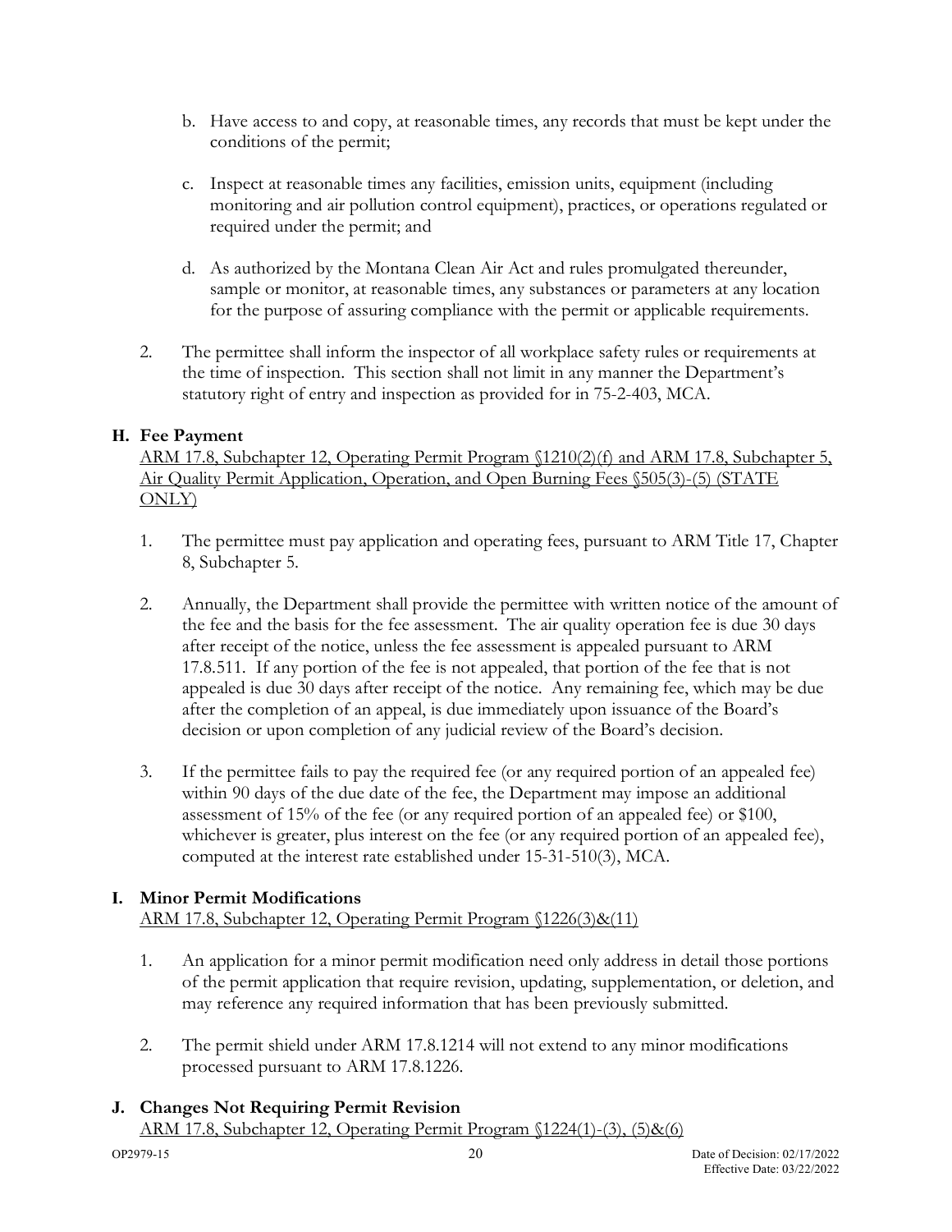b. Have access to and copy, at reasonable times, any records that must be kept under the conditions of the permit;

c. Inspect at reasonable times any facilities, emission units, equipment (including monitoring and air pollution control equipment), practices, or operations regulated or required under the permit; and

d. As authorized by the Montana Clean Air Act and rules promulgated thereunder, sample or monitor, at reasonable times, any substances or parameters at any location for the purpose of assuring compliance with the permit or applicable requirements.

2. The permittee shall inform the inspector of all workplace safety rules or requirements at the time of inspection. This section shall not limit in any manner the Department's statutory right of entry and inspection as provided for in 75-2-403, MCA.

### H. Fee Payment

ARM 17.8, Subchapter 12, Operating Permit Program §1210(2)(f) and ARM 17.8, Subchapter 5, Air Quality Permit Application, Operation, and Open Burning Fees §505(3)-(5) (STATE ONLY)

1. The permittee must pay application and operating fees, pursuant to ARM Title 17, Chapter 8, Subchapter 5.

2. Annually, the Department shall provide the permittee with written notice of the amount of the fee and the basis for the fee assessment. The air quality operation fee is due 30 days after receipt of the notice, unless the fee assessment is appealed pursuant to ARM 17.8.511. If any portion of the fee is not appealed, that portion of the fee that is not appealed is due 30 days after receipt of the notice. Any remaining fee, which may be due after the completion of an appeal, is due immediately upon issuance of the Board's decision or upon completion of any judicial review of the Board's decision.

3. If the permittee fails to pay the required fee (or any required portion of an appealed fee) within 90 days of the due date of the fee, the Department may impose an additional assessment of 15% of the fee (or any required portion of an appealed fee) or $100, whichever is greater, plus interest on the fee (or any required portion of an appealed fee), computed at the interest rate established under 15-31-510(3), MCA.

### I. Minor Permit Modifications

ARM 17.8, Subchapter 12, Operating Permit Program §1226(3)&(11)

1. An application for a minor permit modification need only address in detail those portions of the permit application that require revision, updating, supplementation, or deletion, and may reference any required information that has been previously submitted.

2. The permit shield under ARM 17.8.1214 will not extend to any minor modifications processed pursuant to ARM 17.8.1226.

### J. Changes Not Requiring Permit Revision

ARM 17.8, Subchapter 12, Operating Permit Program §1224(1)-(3), (5)&(6)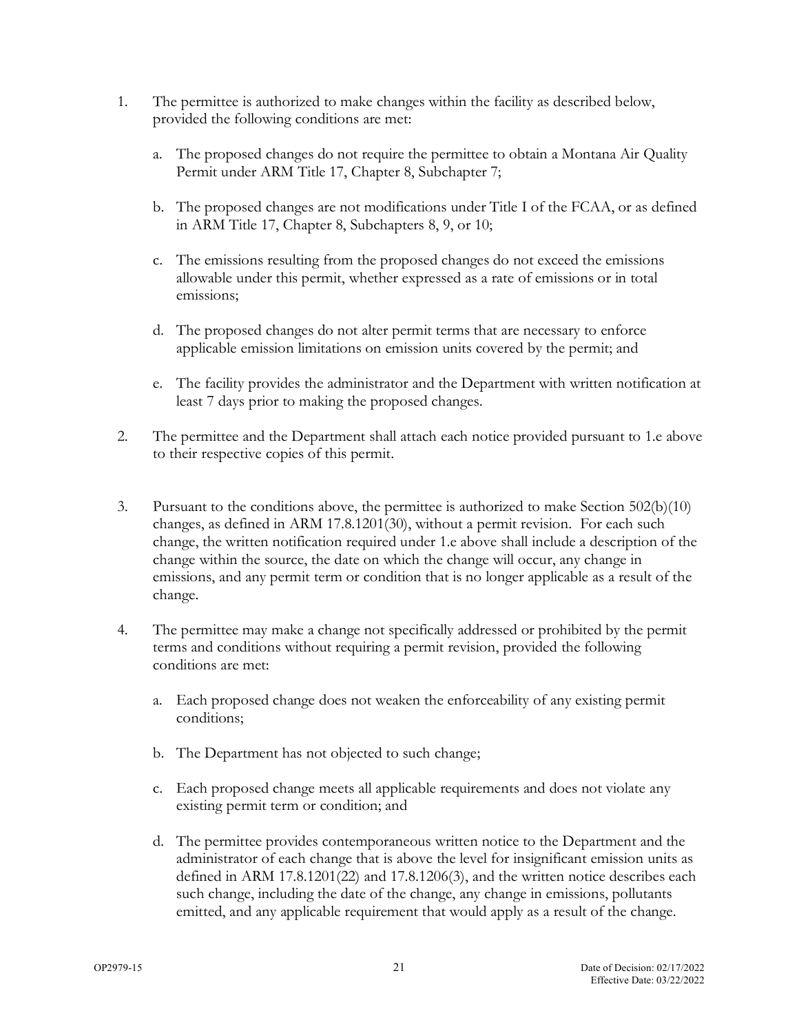1. The permittee is authorized to make changes within the facility as described below, provided the following conditions are met:

    a. The proposed changes do not require the permittee to obtain a Montana Air Quality Permit under ARM Title 17, Chapter 8, Subchapter 7;

    b. The proposed changes are not modifications under Title I of the FCAA, or as defined in ARM Title 17, Chapter 8, Subchapters 8, 9, or 10;

    c. The emissions resulting from the proposed changes do not exceed the emissions allowable under this permit, whether expressed as a rate of emissions or in total emissions;

    d. The proposed changes do not alter permit terms that are necessary to enforce applicable emission limitations on emission units covered by the permit; and

    e. The facility provides the administrator and the Department with written notification at least 7 days prior to making the proposed changes.

2. The permittee and the Department shall attach each notice provided pursuant to 1.e above to their respective copies of this permit.

3. Pursuant to the conditions above, the permittee is authorized to make Section 502(b)(10) changes, as defined in ARM 17.8.1201(30), without a permit revision. For each such change, the written notification required under 1.e above shall include a description of the change within the source, the date on which the change will occur, any change in emissions, and any permit term or condition that is no longer applicable as a result of the change.

4. The permittee may make a change not specifically addressed or prohibited by the permit terms and conditions without requiring a permit revision, provided the following conditions are met:

    a. Each proposed change does not weaken the enforceability of any existing permit conditions;

    b. The Department has not objected to such change;

    c. Each proposed change meets all applicable requirements and does not violate any existing permit term or condition; and

    d. The permittee provides contemporaneous written notice to the Department and the administrator of each change that is above the level for insignificant emission units as defined in ARM 17.8.1201(22) and 17.8.1206(3), and the written notice describes each such change, including the date of the change, any change in emissions, pollutants emitted, and any applicable requirement that would apply as a result of the change.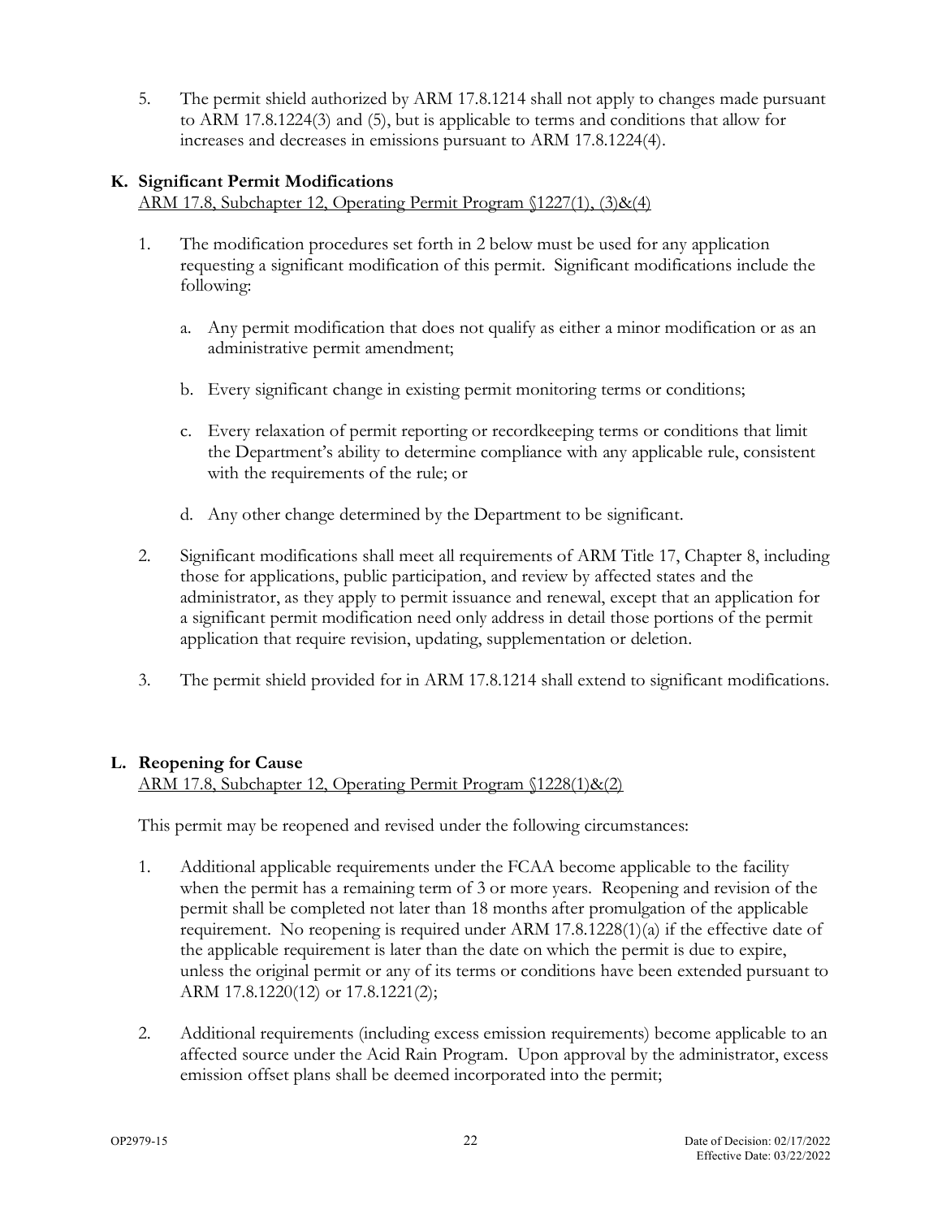5. The permit shield authorized by ARM 17.8.1214 shall not apply to changes made pursuant to ARM 17.8.1224(3) and (5), but is applicable to terms and conditions that allow for increases and decreases in emissions pursuant to ARM 17.8.1224(4).

### K. Significant Permit Modifications

ARM 17.8, Subchapter 12, Operating Permit Program §1227(1), (3)&(4)

1. The modification procedures set forth in 2 below must be used for any application requesting a significant modification of this permit. Significant modifications include the following:

   a. Any permit modification that does not qualify as either a minor modification or as an administrative permit amendment;

   b. Every significant change in existing permit monitoring terms or conditions;

   c. Every relaxation of permit reporting or recordkeeping terms or conditions that limit the Department's ability to determine compliance with any applicable rule, consistent with the requirements of the rule; or

   d. Any other change determined by the Department to be significant.

2. Significant modifications shall meet all requirements of ARM Title 17, Chapter 8, including those for applications, public participation, and review by affected states and the administrator, as they apply to permit issuance and renewal, except that an application for a significant permit modification need only address in detail those portions of the permit application that require revision, updating, supplementation or deletion.

3. The permit shield provided for in ARM 17.8.1214 shall extend to significant modifications.

### L. Reopening for Cause

ARM 17.8, Subchapter 12, Operating Permit Program §1228(1)&(2)

This permit may be reopened and revised under the following circumstances:

1. Additional applicable requirements under the FCAA become applicable to the facility when the permit has a remaining term of 3 or more years. Reopening and revision of the permit shall be completed not later than 18 months after promulgation of the applicable requirement. No reopening is required under ARM 17.8.1228(1)(a) if the effective date of the applicable requirement is later than the date on which the permit is due to expire, unless the original permit or any of its terms or conditions have been extended pursuant to ARM 17.8.1220(12) or 17.8.1221(2);

2. Additional requirements (including excess emission requirements) become applicable to an affected source under the Acid Rain Program. Upon approval by the administrator, excess emission offset plans shall be deemed incorporated into the permit;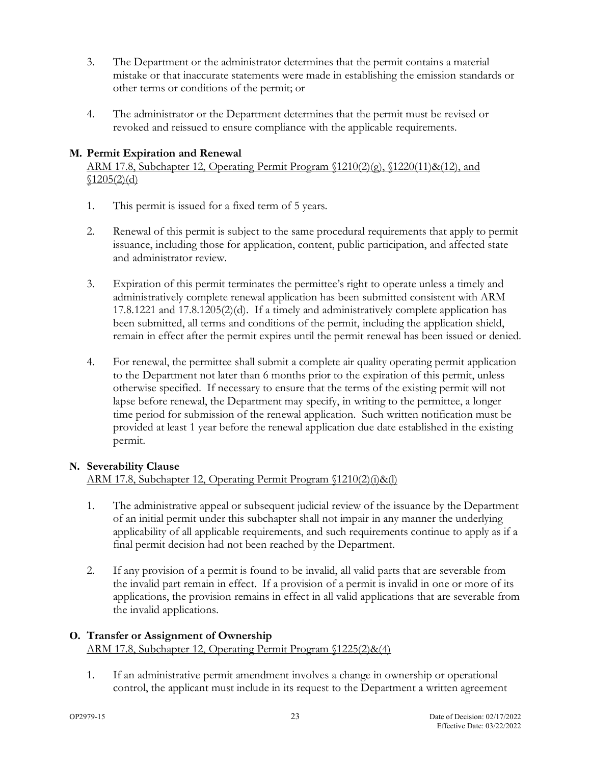3. The Department or the administrator determines that the permit contains a material mistake or that inaccurate statements were made in establishing the emission standards or other terms or conditions of the permit; or

4. The administrator or the Department determines that the permit must be revised or revoked and reissued to ensure compliance with the applicable requirements.

### M. Permit Expiration and Renewal

ARM 17.8, Subchapter 12, Operating Permit Program §1210(2)(g), §1220(11)&(12), and §1205(2)(d)

1. This permit is issued for a fixed term of 5 years.

2. Renewal of this permit is subject to the same procedural requirements that apply to permit issuance, including those for application, content, public participation, and affected state and administrator review.

3. Expiration of this permit terminates the permittee's right to operate unless a timely and administratively complete renewal application has been submitted consistent with ARM 17.8.1221 and 17.8.1205(2)(d). If a timely and administratively complete application has been submitted, all terms and conditions of the permit, including the application shield, remain in effect after the permit expires until the permit renewal has been issued or denied.

4. For renewal, the permittee shall submit a complete air quality operating permit application to the Department not later than 6 months prior to the expiration of this permit, unless otherwise specified. If necessary to ensure that the terms of the existing permit will not lapse before renewal, the Department may specify, in writing to the permittee, a longer time period for submission of the renewal application. Such written notification must be provided at least 1 year before the renewal application due date established in the existing permit.

### N. Severability Clause

ARM 17.8, Subchapter 12, Operating Permit Program §1210(2)(i)&(l)

1. The administrative appeal or subsequent judicial review of the issuance by the Department of an initial permit under this subchapter shall not impair in any manner the underlying applicability of all applicable requirements, and such requirements continue to apply as if a final permit decision had not been reached by the Department.

2. If any provision of a permit is found to be invalid, all valid parts that are severable from the invalid part remain in effect. If a provision of a permit is invalid in one or more of its applications, the provision remains in effect in all valid applications that are severable from the invalid applications.

### O. Transfer or Assignment of Ownership

ARM 17.8, Subchapter 12, Operating Permit Program §1225(2)&(4)

1. If an administrative permit amendment involves a change in ownership or operational control, the applicant must include in its request to the Department a written agreement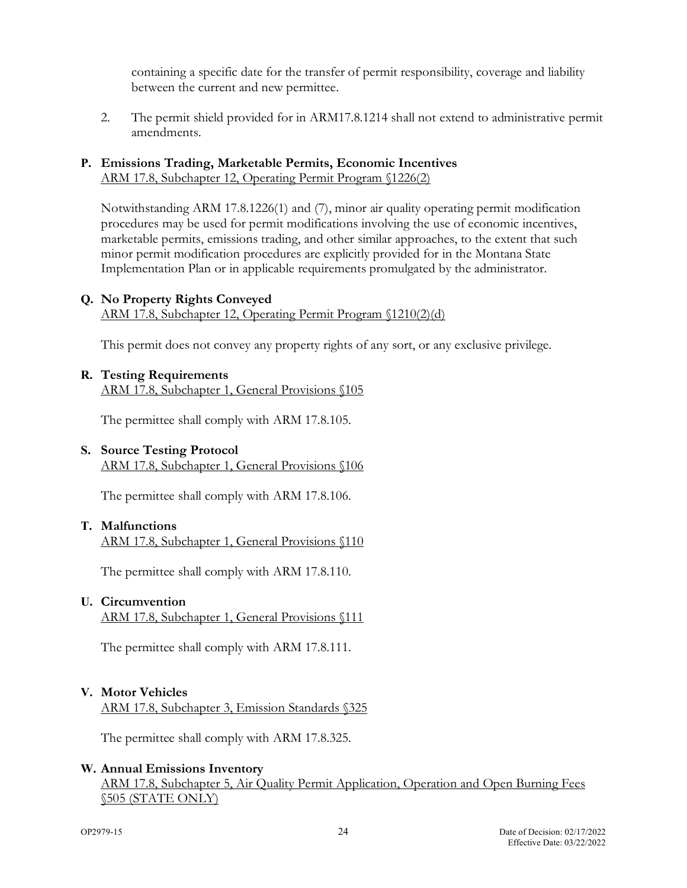containing a specific date for the transfer of permit responsibility, coverage and liability between the current and new permittee.

2. The permit shield provided for in ARM17.8.1214 shall not extend to administrative permit amendments.

**P. Emissions Trading, Marketable Permits, Economic Incentives**
ARM 17.8, Subchapter 12, Operating Permit Program §1226(2)

Notwithstanding ARM 17.8.1226(1) and (7), minor air quality operating permit modification procedures may be used for permit modifications involving the use of economic incentives, marketable permits, emissions trading, and other similar approaches, to the extent that such minor permit modification procedures are explicitly provided for in the Montana State Implementation Plan or in applicable requirements promulgated by the administrator.

**Q. No Property Rights Conveyed**
ARM 17.8, Subchapter 12, Operating Permit Program §1210(2)(d)

This permit does not convey any property rights of any sort, or any exclusive privilege.

**R. Testing Requirements**
ARM 17.8, Subchapter 1, General Provisions §105

The permittee shall comply with ARM 17.8.105.

**S. Source Testing Protocol**
ARM 17.8, Subchapter 1, General Provisions §106

The permittee shall comply with ARM 17.8.106.

**T. Malfunctions**
ARM 17.8, Subchapter 1, General Provisions §110

The permittee shall comply with ARM 17.8.110.

**U. Circumvention**
ARM 17.8, Subchapter 1, General Provisions §111

The permittee shall comply with ARM 17.8.111.

**V. Motor Vehicles**
ARM 17.8, Subchapter 3, Emission Standards §325

The permittee shall comply with ARM 17.8.325.

**W. Annual Emissions Inventory**
ARM 17.8, Subchapter 5, Air Quality Permit Application, Operation and Open Burning Fees §505 (STATE ONLY)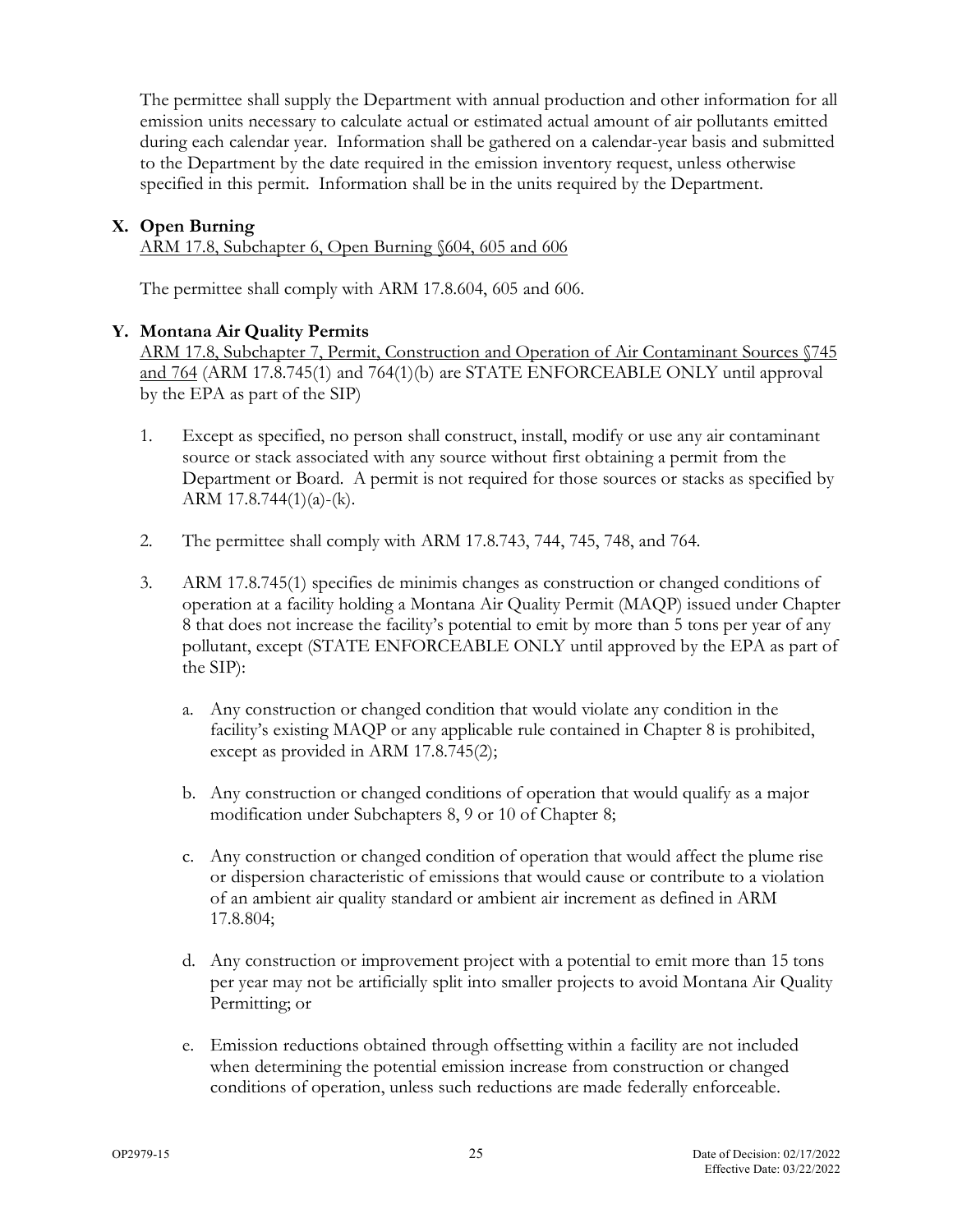The permittee shall supply the Department with annual production and other information for all emission units necessary to calculate actual or estimated actual amount of air pollutants emitted during each calendar year. Information shall be gathered on a calendar-year basis and submitted to the Department by the date required in the emission inventory request, unless otherwise specified in this permit. Information shall be in the units required by the Department.

**X. Open Burning**

ARM 17.8, Subchapter 6, Open Burning §604, 605 and 606

The permittee shall comply with ARM 17.8.604, 605 and 606.

**Y. Montana Air Quality Permits**

ARM 17.8, Subchapter 7, Permit, Construction and Operation of Air Contaminant Sources §745 and 764 (ARM 17.8.745(1) and 764(1)(b) are STATE ENFORCEABLE ONLY until approval by the EPA as part of the SIP)

1. Except as specified, no person shall construct, install, modify or use any air contaminant source or stack associated with any source without first obtaining a permit from the Department or Board. A permit is not required for those sources or stacks as specified by ARM 17.8.744(1)(a)-(k).

2. The permittee shall comply with ARM 17.8.743, 744, 745, 748, and 764.

3. ARM 17.8.745(1) specifies de minimis changes as construction or changed conditions of operation at a facility holding a Montana Air Quality Permit (MAQP) issued under Chapter 8 that does not increase the facility's potential to emit by more than 5 tons per year of any pollutant, except (STATE ENFORCEABLE ONLY until approved by the EPA as part of the SIP):

   a. Any construction or changed condition that would violate any condition in the facility's existing MAQP or any applicable rule contained in Chapter 8 is prohibited, except as provided in ARM 17.8.745(2);

   b. Any construction or changed conditions of operation that would qualify as a major modification under Subchapters 8, 9 or 10 of Chapter 8;

   c. Any construction or changed condition of operation that would affect the plume rise or dispersion characteristic of emissions that would cause or contribute to a violation of an ambient air quality standard or ambient air increment as defined in ARM 17.8.804;

   d. Any construction or improvement project with a potential to emit more than 15 tons per year may not be artificially split into smaller projects to avoid Montana Air Quality Permitting; or

   e. Emission reductions obtained through offsetting within a facility are not included when determining the potential emission increase from construction or changed conditions of operation, unless such reductions are made federally enforceable.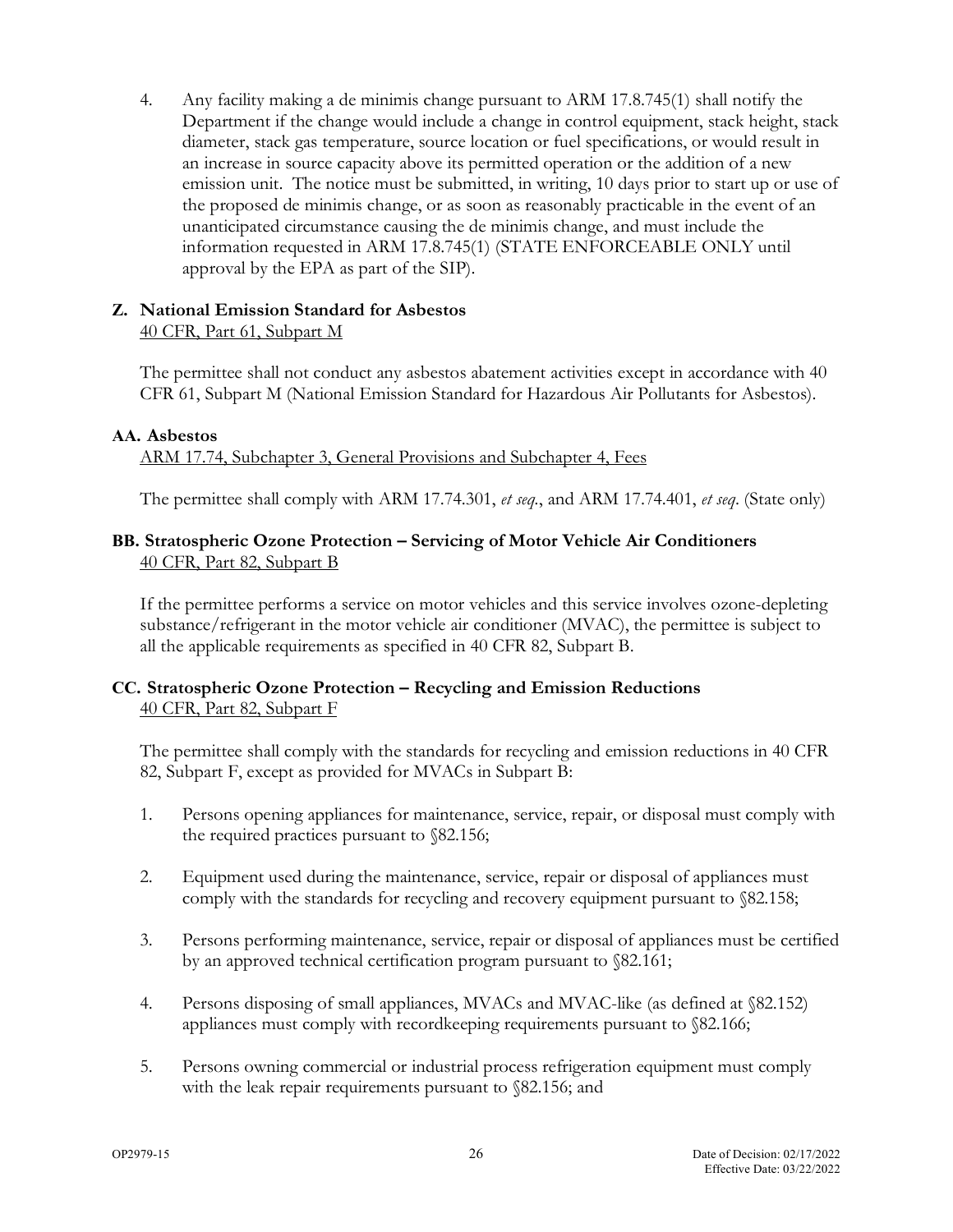4. Any facility making a de minimis change pursuant to ARM 17.8.745(1) shall notify the Department if the change would include a change in control equipment, stack height, stack diameter, stack gas temperature, source location or fuel specifications, or would result in an increase in source capacity above its permitted operation or the addition of a new emission unit. The notice must be submitted, in writing, 10 days prior to start up or use of the proposed de minimis change, or as soon as reasonably practicable in the event of an unanticipated circumstance causing the de minimis change, and must include the information requested in ARM 17.8.745(1) (STATE ENFORCEABLE ONLY until approval by the EPA as part of the SIP).

**Z. National Emission Standard for Asbestos**
40 CFR, Part 61, Subpart M

The permittee shall not conduct any asbestos abatement activities except in accordance with 40 CFR 61, Subpart M (National Emission Standard for Hazardous Air Pollutants for Asbestos).

**AA. Asbestos**
ARM 17.74, Subchapter 3, General Provisions and Subchapter 4, Fees

The permittee shall comply with ARM 17.74.301, *et seq*., and ARM 17.74.401, *et seq*. (State only)

**BB. Stratospheric Ozone Protection – Servicing of Motor Vehicle Air Conditioners**
40 CFR, Part 82, Subpart B

If the permittee performs a service on motor vehicles and this service involves ozone-depleting substance/refrigerant in the motor vehicle air conditioner (MVAC), the permittee is subject to all the applicable requirements as specified in 40 CFR 82, Subpart B.

**CC. Stratospheric Ozone Protection – Recycling and Emission Reductions**
40 CFR, Part 82, Subpart F

The permittee shall comply with the standards for recycling and emission reductions in 40 CFR 82, Subpart F, except as provided for MVACs in Subpart B:

1. Persons opening appliances for maintenance, service, repair, or disposal must comply with the required practices pursuant to §82.156;

2. Equipment used during the maintenance, service, repair or disposal of appliances must comply with the standards for recycling and recovery equipment pursuant to §82.158;

3. Persons performing maintenance, service, repair or disposal of appliances must be certified by an approved technical certification program pursuant to §82.161;

4. Persons disposing of small appliances, MVACs and MVAC-like (as defined at §82.152) appliances must comply with recordkeeping requirements pursuant to §82.166;

5. Persons owning commercial or industrial process refrigeration equipment must comply with the leak repair requirements pursuant to §82.156; and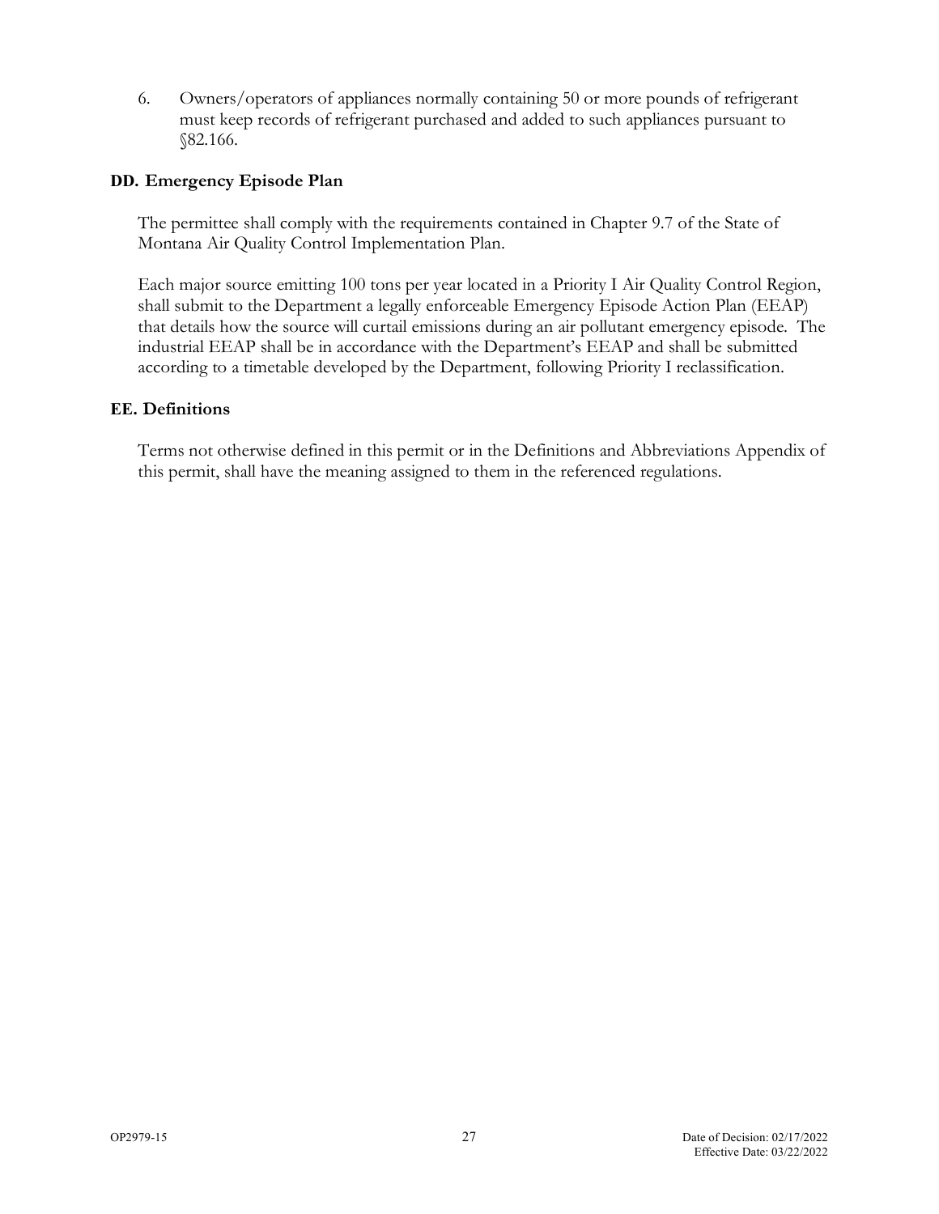6. Owners/operators of appliances normally containing 50 or more pounds of refrigerant must keep records of refrigerant purchased and added to such appliances pursuant to §82.166.

**DD. Emergency Episode Plan**

The permittee shall comply with the requirements contained in Chapter 9.7 of the State of Montana Air Quality Control Implementation Plan.

Each major source emitting 100 tons per year located in a Priority I Air Quality Control Region, shall submit to the Department a legally enforceable Emergency Episode Action Plan (EEAP) that details how the source will curtail emissions during an air pollutant emergency episode. The industrial EEAP shall be in accordance with the Department's EEAP and shall be submitted according to a timetable developed by the Department, following Priority I reclassification.

**EE. Definitions**

Terms not otherwise defined in this permit or in the Definitions and Abbreviations Appendix of this permit, shall have the meaning assigned to them in the referenced regulations.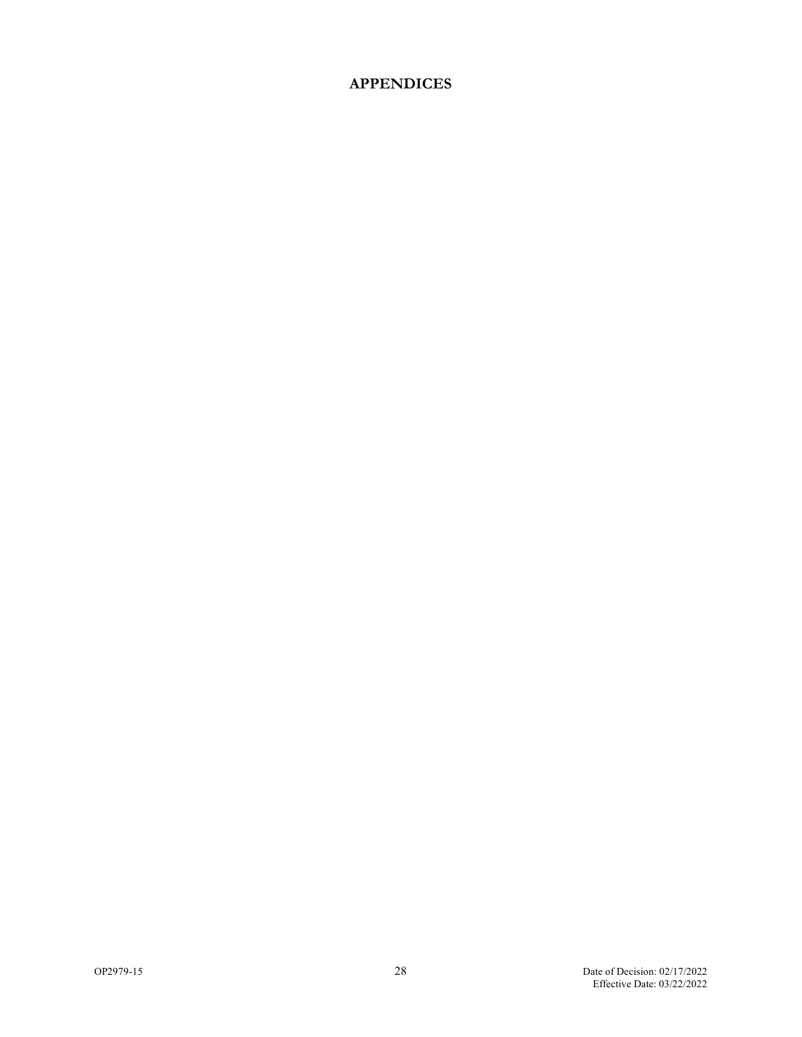# APPENDICES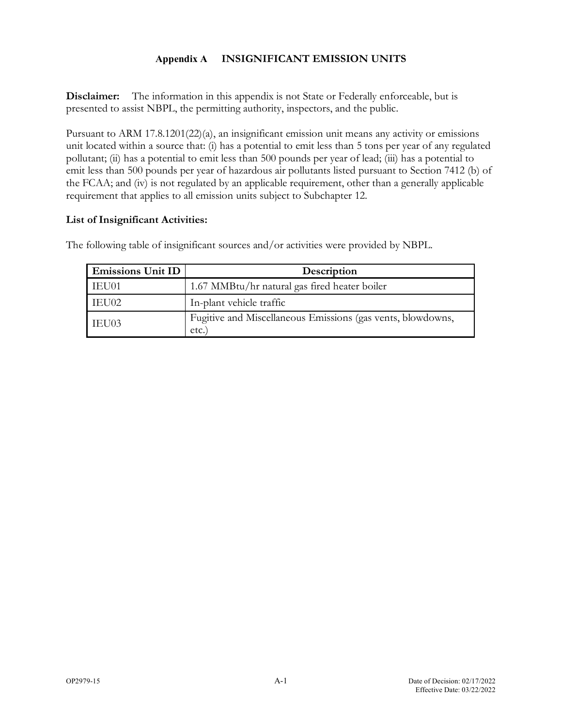## Appendix A INSIGNIFICANT EMISSION UNITS

**Disclaimer:** The information in this appendix is not State or Federally enforceable, but is presented to assist NBPL, the permitting authority, inspectors, and the public.

Pursuant to ARM 17.8.1201(22)(a), an insignificant emission unit means any activity or emissions unit located within a source that: (i) has a potential to emit less than 5 tons per year of any regulated pollutant; (ii) has a potential to emit less than 500 pounds per year of lead; (iii) has a potential to emit less than 500 pounds per year of hazardous air pollutants listed pursuant to Section 7412 (b) of the FCAA; and (iv) is not regulated by an applicable requirement, other than a generally applicable requirement that applies to all emission units subject to Subchapter 12.

**List of Insignificant Activities:**

The following table of insignificant sources and/or activities were provided by NBPL.

| Emissions Unit ID | Description |
|---|---|
| IEU01 | 1.67 MMBtu/hr natural gas fired heater boiler |
| IEU02 | In-plant vehicle traffic |
| IEU03 | Fugitive and Miscellaneous Emissions (gas vents, blowdowns, etc.) |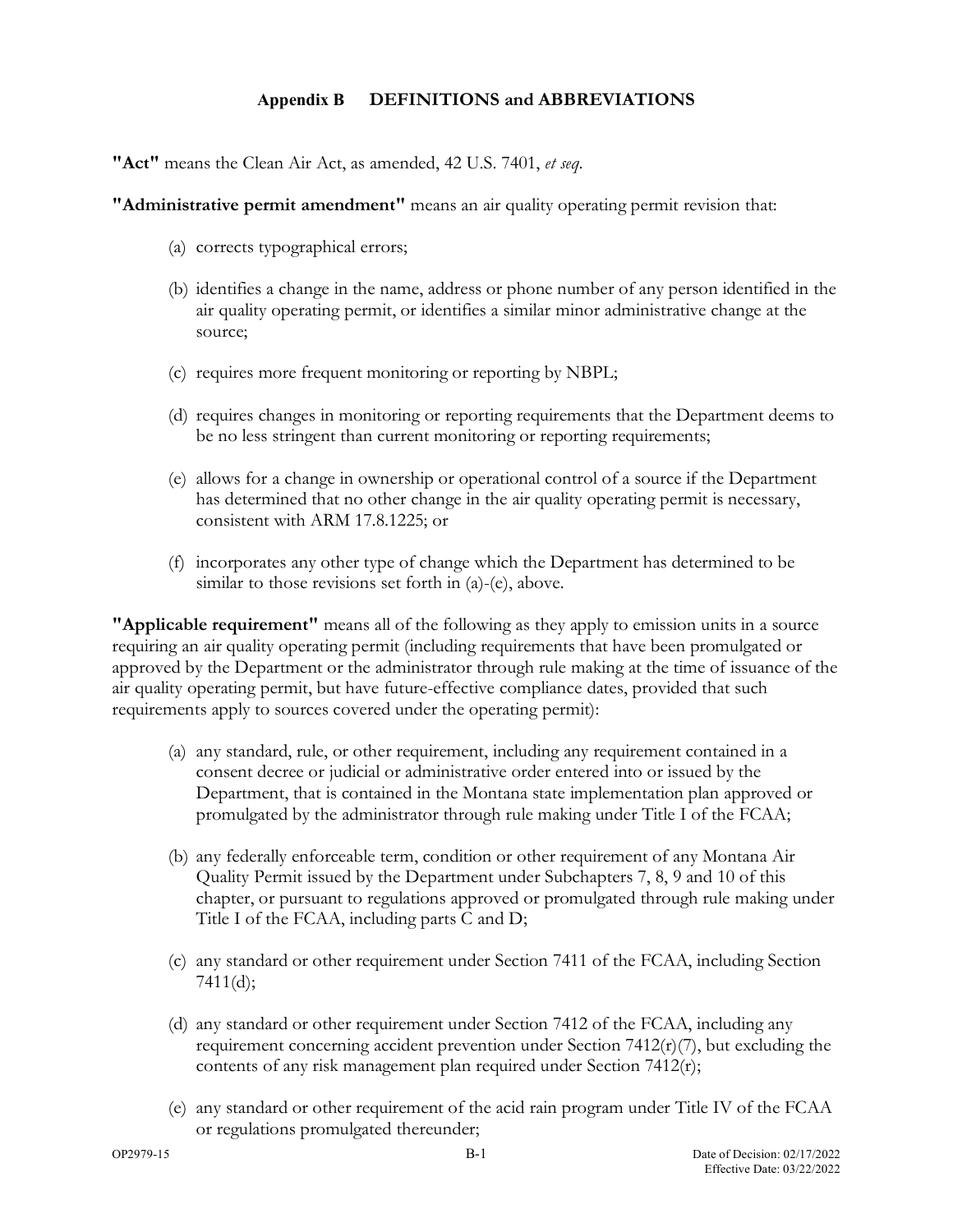## Appendix B DEFINITIONS and ABBREVIATIONS

**"Act"** means the Clean Air Act, as amended, 42 U.S. 7401, *et seq*.

**"Administrative permit amendment"** means an air quality operating permit revision that:

(a) corrects typographical errors;

(b) identifies a change in the name, address or phone number of any person identified in the air quality operating permit, or identifies a similar minor administrative change at the source;

(c) requires more frequent monitoring or reporting by NBPL;

(d) requires changes in monitoring or reporting requirements that the Department deems to be no less stringent than current monitoring or reporting requirements;

(e) allows for a change in ownership or operational control of a source if the Department has determined that no other change in the air quality operating permit is necessary, consistent with ARM 17.8.1225; or

(f) incorporates any other type of change which the Department has determined to be similar to those revisions set forth in (a)-(e), above.

**"Applicable requirement"** means all of the following as they apply to emission units in a source requiring an air quality operating permit (including requirements that have been promulgated or approved by the Department or the administrator through rule making at the time of issuance of the air quality operating permit, but have future-effective compliance dates, provided that such requirements apply to sources covered under the operating permit):

(a) any standard, rule, or other requirement, including any requirement contained in a consent decree or judicial or administrative order entered into or issued by the Department, that is contained in the Montana state implementation plan approved or promulgated by the administrator through rule making under Title I of the FCAA;

(b) any federally enforceable term, condition or other requirement of any Montana Air Quality Permit issued by the Department under Subchapters 7, 8, 9 and 10 of this chapter, or pursuant to regulations approved or promulgated through rule making under Title I of the FCAA, including parts C and D;

(c) any standard or other requirement under Section 7411 of the FCAA, including Section 7411(d);

(d) any standard or other requirement under Section 7412 of the FCAA, including any requirement concerning accident prevention under Section 7412(r)(7), but excluding the contents of any risk management plan required under Section 7412(r);

(e) any standard or other requirement of the acid rain program under Title IV of the FCAA or regulations promulgated thereunder;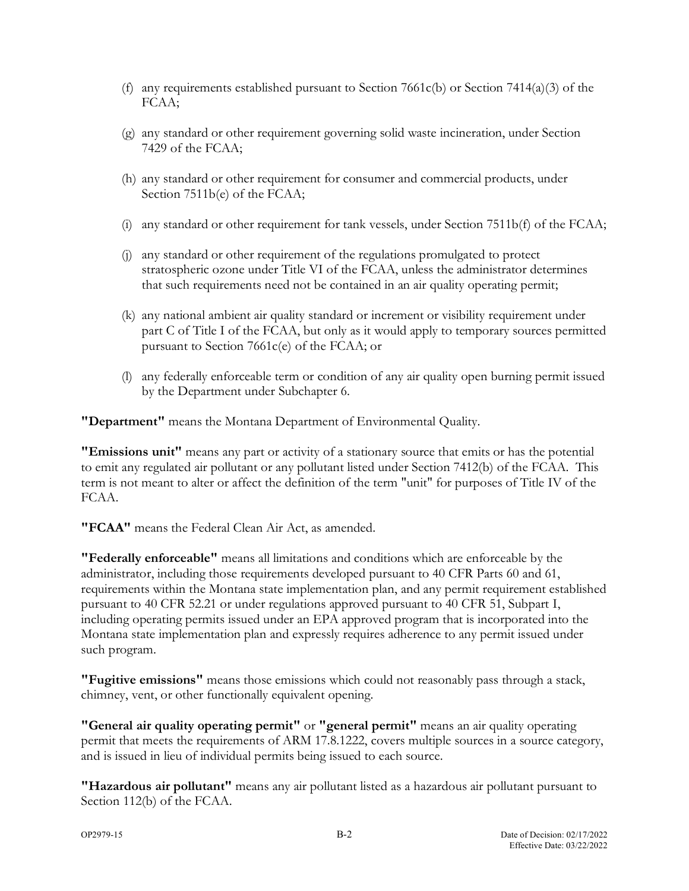(f) any requirements established pursuant to Section 7661c(b) or Section 7414(a)(3) of the FCAA;

(g) any standard or other requirement governing solid waste incineration, under Section 7429 of the FCAA;

(h) any standard or other requirement for consumer and commercial products, under Section 7511b(e) of the FCAA;

(i) any standard or other requirement for tank vessels, under Section 7511b(f) of the FCAA;

(j) any standard or other requirement of the regulations promulgated to protect stratospheric ozone under Title VI of the FCAA, unless the administrator determines that such requirements need not be contained in an air quality operating permit;

(k) any national ambient air quality standard or increment or visibility requirement under part C of Title I of the FCAA, but only as it would apply to temporary sources permitted pursuant to Section 7661c(e) of the FCAA; or

(l) any federally enforceable term or condition of any air quality open burning permit issued by the Department under Subchapter 6.

**"Department"** means the Montana Department of Environmental Quality.

**"Emissions unit"** means any part or activity of a stationary source that emits or has the potential to emit any regulated air pollutant or any pollutant listed under Section 7412(b) of the FCAA. This term is not meant to alter or affect the definition of the term "unit" for purposes of Title IV of the FCAA.

**"FCAA"** means the Federal Clean Air Act, as amended.

**"Federally enforceable"** means all limitations and conditions which are enforceable by the administrator, including those requirements developed pursuant to 40 CFR Parts 60 and 61, requirements within the Montana state implementation plan, and any permit requirement established pursuant to 40 CFR 52.21 or under regulations approved pursuant to 40 CFR 51, Subpart I, including operating permits issued under an EPA approved program that is incorporated into the Montana state implementation plan and expressly requires adherence to any permit issued under such program.

**"Fugitive emissions"** means those emissions which could not reasonably pass through a stack, chimney, vent, or other functionally equivalent opening.

**"General air quality operating permit"** or **"general permit"** means an air quality operating permit that meets the requirements of ARM 17.8.1222, covers multiple sources in a source category, and is issued in lieu of individual permits being issued to each source.

**"Hazardous air pollutant"** means any air pollutant listed as a hazardous air pollutant pursuant to Section 112(b) of the FCAA.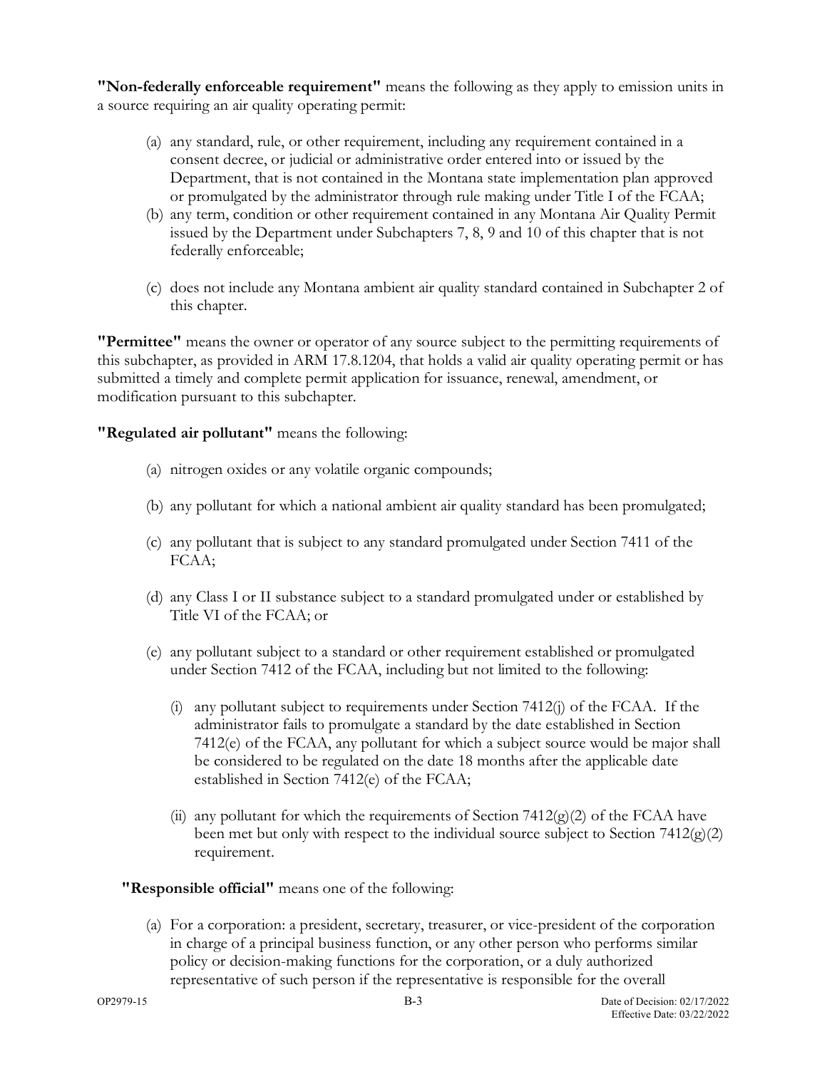**"Non-federally enforceable requirement"** means the following as they apply to emission units in a source requiring an air quality operating permit:

(a) any standard, rule, or other requirement, including any requirement contained in a consent decree, or judicial or administrative order entered into or issued by the Department, that is not contained in the Montana state implementation plan approved or promulgated by the administrator through rule making under Title I of the FCAA;

(b) any term, condition or other requirement contained in any Montana Air Quality Permit issued by the Department under Subchapters 7, 8, 9 and 10 of this chapter that is not federally enforceable;

(c) does not include any Montana ambient air quality standard contained in Subchapter 2 of this chapter.

**"Permittee"** means the owner or operator of any source subject to the permitting requirements of this subchapter, as provided in ARM 17.8.1204, that holds a valid air quality operating permit or has submitted a timely and complete permit application for issuance, renewal, amendment, or modification pursuant to this subchapter.

**"Regulated air pollutant"** means the following:

(a) nitrogen oxides or any volatile organic compounds;

(b) any pollutant for which a national ambient air quality standard has been promulgated;

(c) any pollutant that is subject to any standard promulgated under Section 7411 of the FCAA;

(d) any Class I or II substance subject to a standard promulgated under or established by Title VI of the FCAA; or

(e) any pollutant subject to a standard or other requirement established or promulgated under Section 7412 of the FCAA, including but not limited to the following:

(i) any pollutant subject to requirements under Section 7412(j) of the FCAA. If the administrator fails to promulgate a standard by the date established in Section 7412(e) of the FCAA, any pollutant for which a subject source would be major shall be considered to be regulated on the date 18 months after the applicable date established in Section 7412(e) of the FCAA;

(ii) any pollutant for which the requirements of Section 7412(g)(2) of the FCAA have been met but only with respect to the individual source subject to Section 7412(g)(2) requirement.

**"Responsible official"** means one of the following:

(a) For a corporation: a president, secretary, treasurer, or vice-president of the corporation in charge of a principal business function, or any other person who performs similar policy or decision-making functions for the corporation, or a duly authorized representative of such person if the representative is responsible for the overall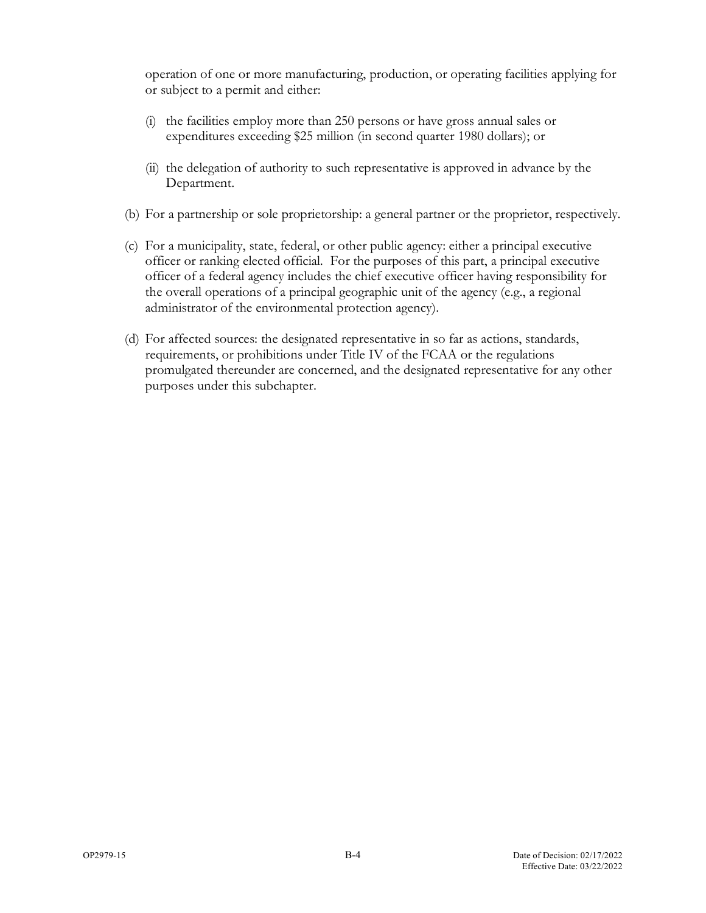operation of one or more manufacturing, production, or operating facilities applying for or subject to a permit and either:

(i) the facilities employ more than 250 persons or have gross annual sales or expenditures exceeding $25 million (in second quarter 1980 dollars); or

(ii) the delegation of authority to such representative is approved in advance by the Department.

(b) For a partnership or sole proprietorship: a general partner or the proprietor, respectively.

(c) For a municipality, state, federal, or other public agency: either a principal executive officer or ranking elected official. For the purposes of this part, a principal executive officer of a federal agency includes the chief executive officer having responsibility for the overall operations of a principal geographic unit of the agency (e.g., a regional administrator of the environmental protection agency).

(d) For affected sources: the designated representative in so far as actions, standards, requirements, or prohibitions under Title IV of the FCAA or the regulations promulgated thereunder are concerned, and the designated representative for any other purposes under this subchapter.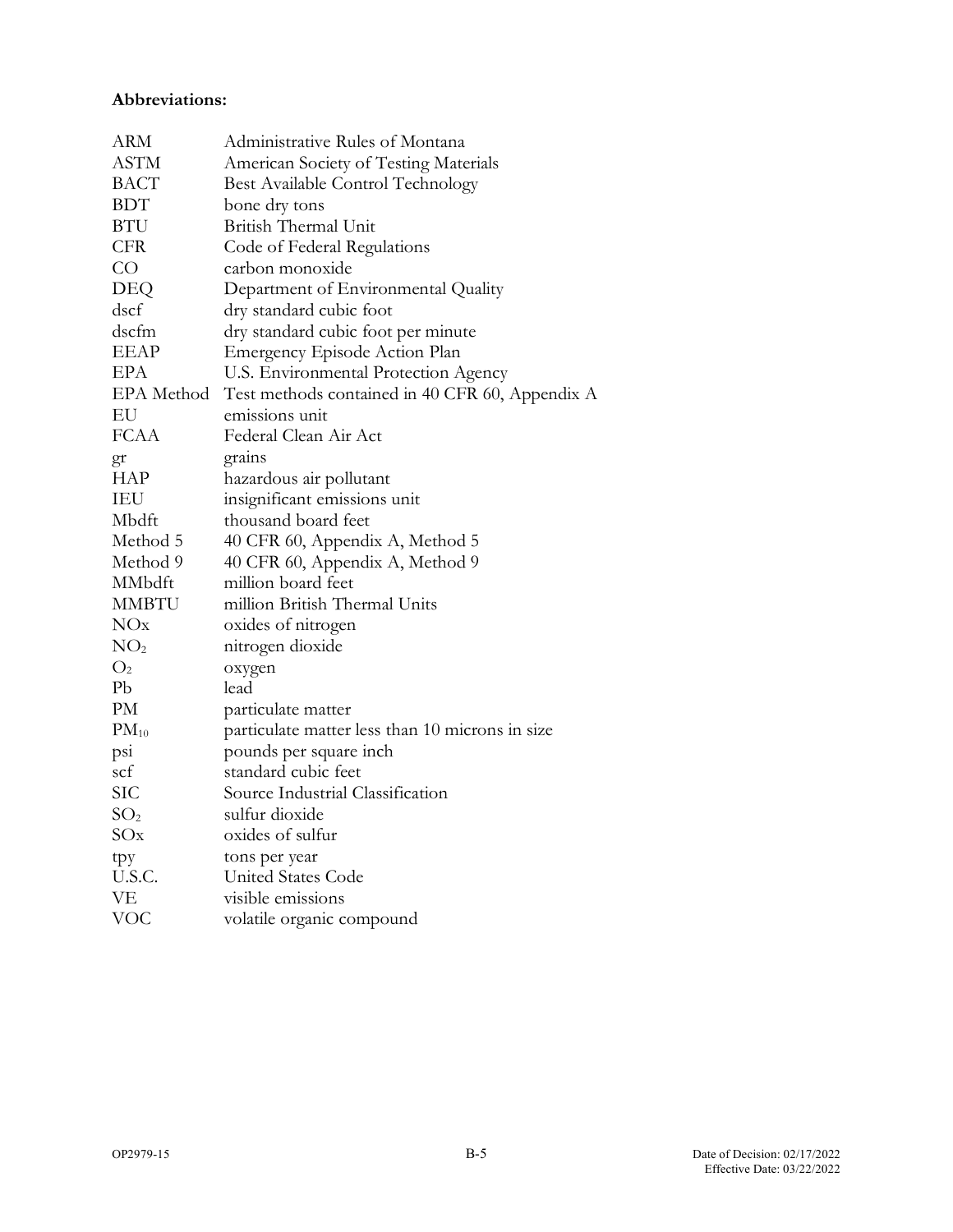**Abbreviations:**

| | |
|---|---|
| ARM | Administrative Rules of Montana |
| ASTM | American Society of Testing Materials |
| BACT | Best Available Control Technology |
| BDT | bone dry tons |
| BTU | British Thermal Unit |
| CFR | Code of Federal Regulations |
| CO | carbon monoxide |
| DEQ | Department of Environmental Quality |
| dscf | dry standard cubic foot |
| dscfm | dry standard cubic foot per minute |
| EEAP | Emergency Episode Action Plan |
| EPA | U.S. Environmental Protection Agency |
| EPA Method | Test methods contained in 40 CFR 60, Appendix A |
| EU | emissions unit |
| FCAA | Federal Clean Air Act |
| gr | grains |
| HAP | hazardous air pollutant |
| IEU | insignificant emissions unit |
| Mbdft | thousand board feet |
| Method 5 | 40 CFR 60, Appendix A, Method 5 |
| Method 9 | 40 CFR 60, Appendix A, Method 9 |
| MMbdft | million board feet |
| MMBTU | million British Thermal Units |
| NOx | oxides of nitrogen |
| $NO_2$ | nitrogen dioxide |
| $O_2$ | oxygen |
| Pb | lead |
| PM | particulate matter |
| $PM_{10}$ | particulate matter less than 10 microns in size |
| psi | pounds per square inch |
| scf | standard cubic feet |
| SIC | Source Industrial Classification |
| $SO_2$ | sulfur dioxide |
| SOx | oxides of sulfur |
| tpy | tons per year |
| U.S.C. | United States Code |
| VE | visible emissions |
| VOC | volatile organic compound |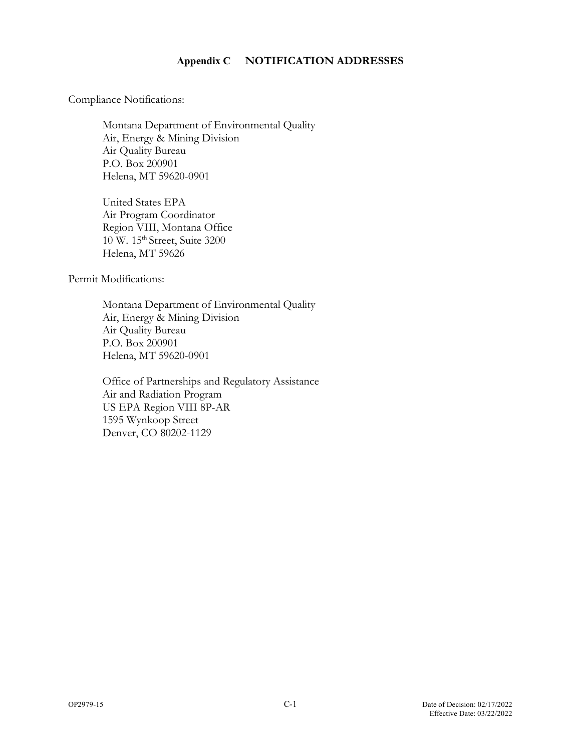## Appendix C NOTIFICATION ADDRESSES

Compliance Notifications:

Montana Department of Environmental Quality
Air, Energy & Mining Division
Air Quality Bureau
P.O. Box 200901
Helena, MT 59620-0901

United States EPA
Air Program Coordinator
Region VIII, Montana Office
10 W. 15th Street, Suite 3200
Helena, MT 59626

Permit Modifications:

Montana Department of Environmental Quality
Air, Energy & Mining Division
Air Quality Bureau
P.O. Box 200901
Helena, MT 59620-0901

Office of Partnerships and Regulatory Assistance
Air and Radiation Program
US EPA Region VIII 8P-AR
1595 Wynkoop Street
Denver, CO 80202-1129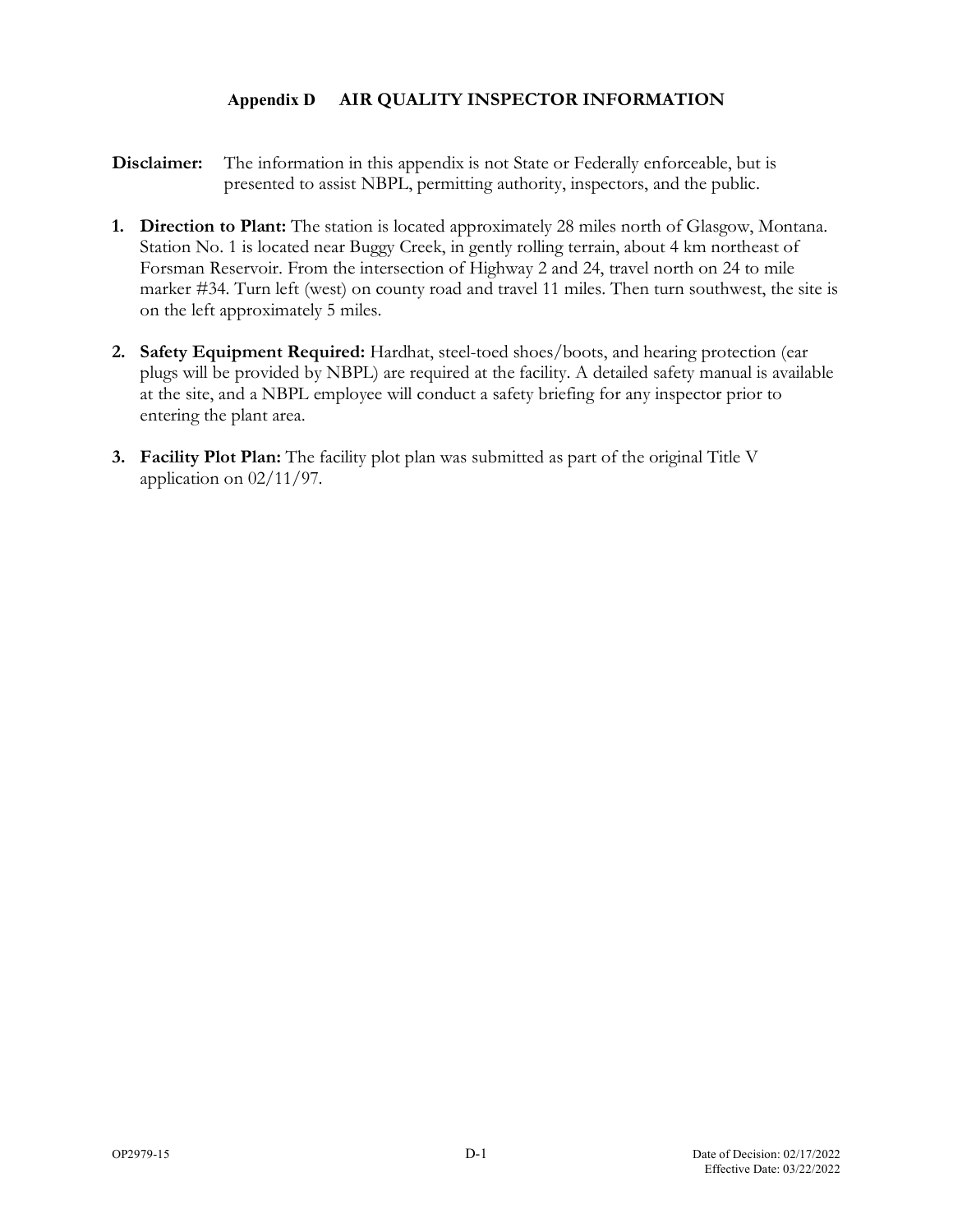# Appendix D AIR QUALITY INSPECTOR INFORMATION

**Disclaimer:** The information in this appendix is not State or Federally enforceable, but is presented to assist NBPL, permitting authority, inspectors, and the public.

1. **Direction to Plant:** The station is located approximately 28 miles north of Glasgow, Montana. Station No. 1 is located near Buggy Creek, in gently rolling terrain, about 4 km northeast of Forsman Reservoir. From the intersection of Highway 2 and 24, travel north on 24 to mile marker #34. Turn left (west) on county road and travel 11 miles. Then turn southwest, the site is on the left approximately 5 miles.

2. **Safety Equipment Required:** Hardhat, steel-toed shoes/boots, and hearing protection (ear plugs will be provided by NBPL) are required at the facility. A detailed safety manual is available at the site, and a NBPL employee will conduct a safety briefing for any inspector prior to entering the plant area.

3. **Facility Plot Plan:** The facility plot plan was submitted as part of the original Title V application on 02/11/97.